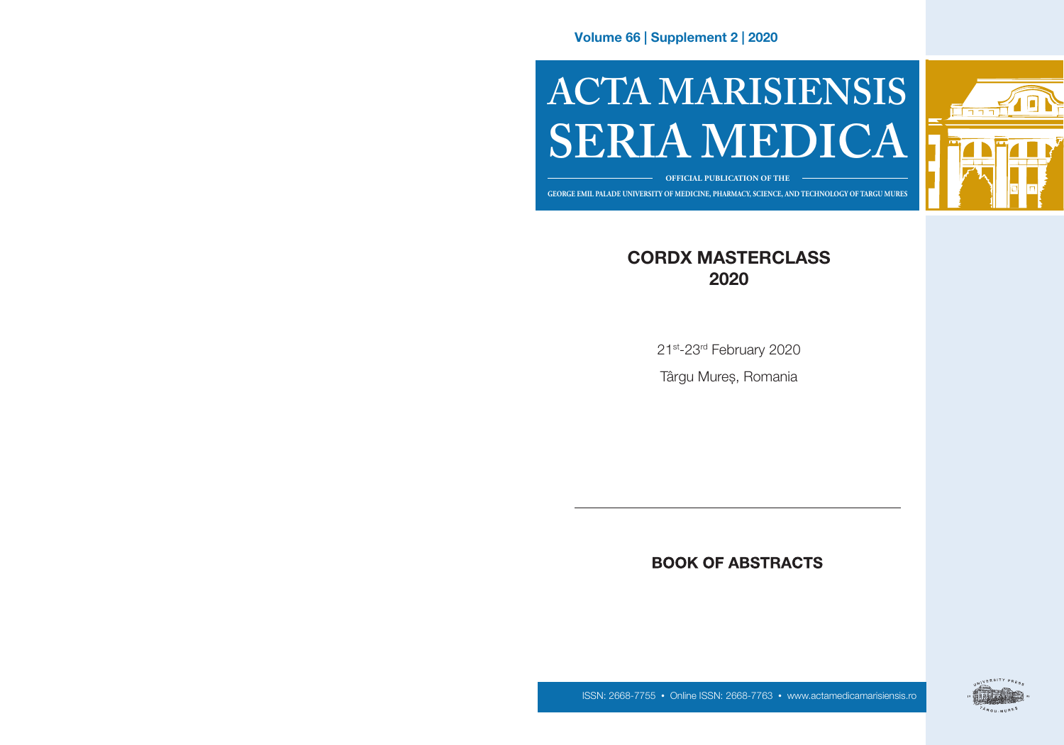Volume 66 | Supplement 2 | 2020

# ACTA MARISIENSIS SERIA MEDICA

OFFICIAL PUBLICATION OF THE

GEORGE EMIL PALADE UNIVERSITY OF MEDICINE, PHARMACY, SCIENCE, AND TECHNOLOGY OF TARGU MURES

## CORDX MASTERCLASS 2020

21st-23rd February 2020

Târgu Mureș, Romania

## BOOK OF ABSTRACTS

ISSN: 2668-7755 • Online ISSN: 2668-7763 • www.actamedicamarisiensis.ro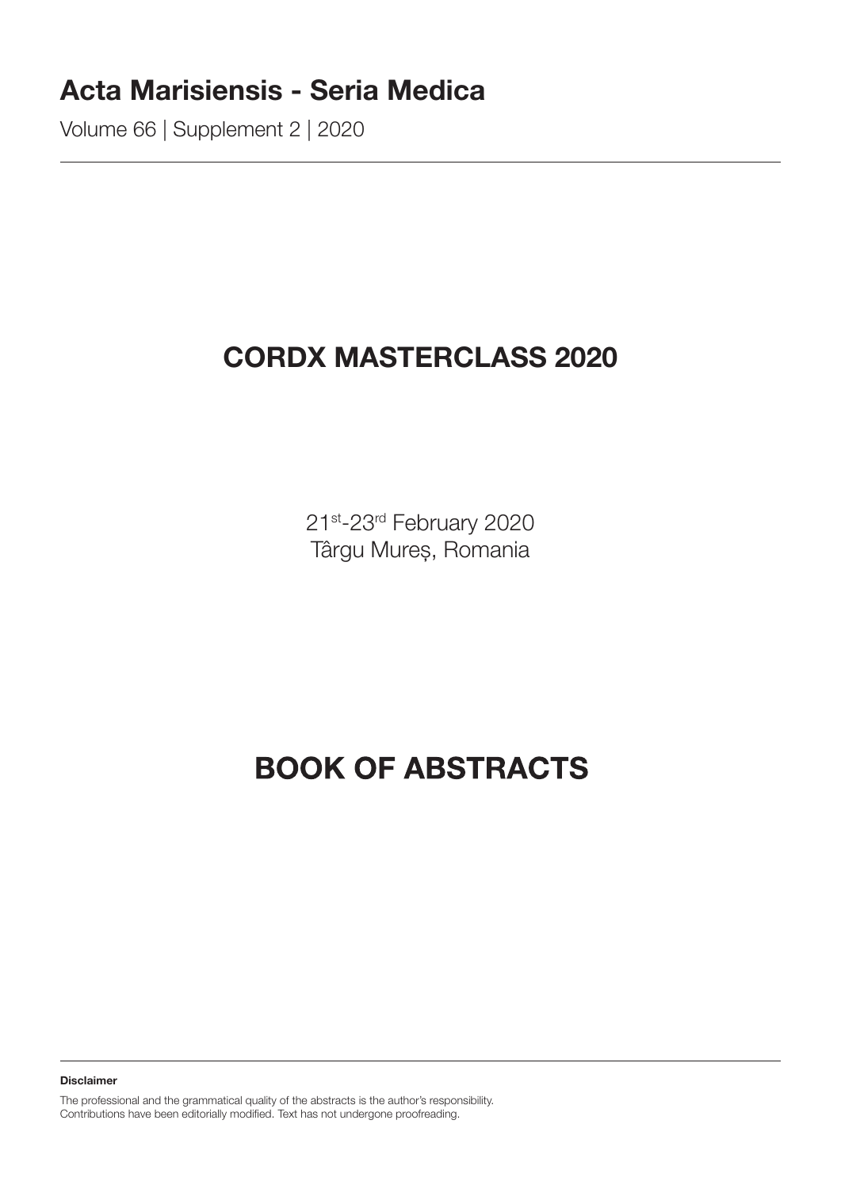# Acta Marisiensis - Seria Medica

Volume 66 | Supplement 2 | 2020

## CORDX MASTERCLASS 2020

21st-23rd February 2020
Târgu Mureș, Romania

# BOOK OF ABSTRACTS

**Disclaimer**

The professional and the grammatical quality of the abstracts is the author's responsibility.
Contributions have been editorially modified. Text has not undergone proofreading.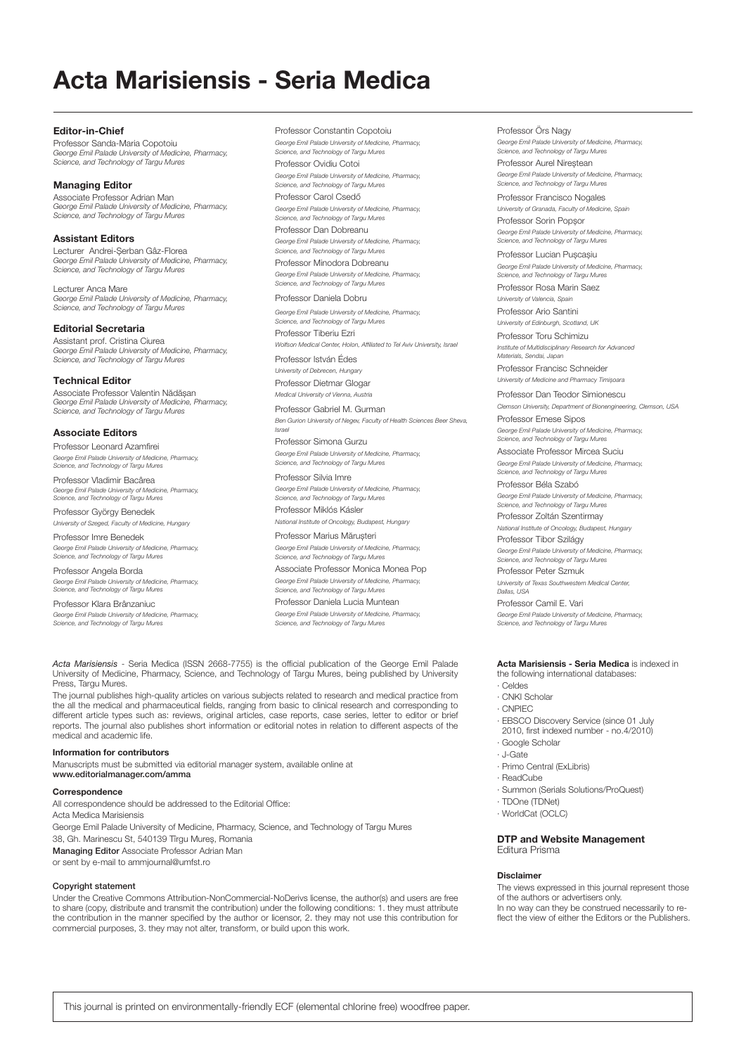# Acta Marisiensis - Seria Medica

### Editor-in-Chief

Professor Sanda-Maria Copotoiu
*George Emil Palade University of Medicine, Pharmacy, Science, and Technology of Targu Mures*

### Managing Editor

Associate Professor Adrian Man
*George Emil Palade University of Medicine, Pharmacy, Science, and Technology of Targu Mures*

### Assistant Editors

Lecturer Andrei-Şerban Gâz-Florea
*George Emil Palade University of Medicine, Pharmacy, Science, and Technology of Targu Mures*

Lecturer Anca Mare
*George Emil Palade University of Medicine, Pharmacy, Science, and Technology of Targu Mures*

### Editorial Secretaria

Assistant prof. Cristina Ciurea
*George Emil Palade University of Medicine, Pharmacy, Science, and Technology of Targu Mures*

### Technical Editor

Associate Professor Valentin Nădăşan
*George Emil Palade University of Medicine, Pharmacy, Science, and Technology of Targu Mures*

### Associate Editors

Professor Leonard Azamfirei
*George Emil Palade University of Medicine, Pharmacy, Science, and Technology of Targu Mures*

Professor Vladimir Bacârea
*George Emil Palade University of Medicine, Pharmacy, Science, and Technology of Targu Mures*

Professor György Benedek
*University of Szeged, Faculty of Medicine, Hungary*

Professor Imre Benedek
*George Emil Palade University of Medicine, Pharmacy, Science, and Technology of Targu Mures*

Professor Angela Borda
*George Emil Palade University of Medicine, Pharmacy, Science, and Technology of Targu Mures*

Professor Klara Brânzaniuc
*George Emil Palade University of Medicine, Pharmacy, Science, and Technology of Targu Mures*

Professor Constantin Copotoiu
*George Emil Palade University of Medicine, Pharmacy, Science, and Technology of Targu Mures*

Professor Ovidiu Cotoi
*George Emil Palade University of Medicine, Pharmacy, Science, and Technology of Targu Mures*

Professor Carol Csedő
*George Emil Palade University of Medicine, Pharmacy, Science, and Technology of Targu Mures*

Professor Dan Dobreanu
*George Emil Palade University of Medicine, Pharmacy, Science, and Technology of Targu Mures*

Professor Minodora Dobreanu
*George Emil Palade University of Medicine, Pharmacy, Science, and Technology of Targu Mures*

Professor Daniela Dobru
*George Emil Palade University of Medicine, Pharmacy, Science, and Technology of Targu Mures*

Professor Tiberiu Ezri
*Wolfson Medical Center, Holon, Affiliated to Tel Aviv University, Israel*

Professor István Édes
*University of Debrecen, Hungary*

Professor Dietmar Glogar
*Medical University of Vienna, Austria*

Professor Gabriel M. Gurman
*Ben Gurion University of Negev, Faculty of Health Sciences Beer Sheva, Israel*

Professor Simona Gurzu
*George Emil Palade University of Medicine, Pharmacy, Science, and Technology of Targu Mures*

Professor Silvia Imre
*George Emil Palade University of Medicine, Pharmacy, Science, and Technology of Targu Mures*

Professor Miklós Kásler
*National Institute of Oncology, Budapest, Hungary*

Professor Marius Măruşteri
*George Emil Palade University of Medicine, Pharmacy, Science, and Technology of Targu Mures*

Associate Professor Monica Monea Pop
*George Emil Palade University of Medicine, Pharmacy, Science, and Technology of Targu Mures*

Professor Daniela Lucia Muntean
*George Emil Palade University of Medicine, Pharmacy, Science, and Technology of Targu Mures*

Professor Örs Nagy
*George Emil Palade University of Medicine, Pharmacy, Science, and Technology of Targu Mures*

Professor Aurel Nireştean
*George Emil Palade University of Medicine, Pharmacy, Science, and Technology of Targu Mures*

Professor Francisco Nogales
*University of Granada, Faculty of Medicine, Spain*

Professor Sorin Popşor
*George Emil Palade University of Medicine, Pharmacy, Science, and Technology of Targu Mures*

Professor Lucian Puşcaşiu
*George Emil Palade University of Medicine, Pharmacy, Science, and Technology of Targu Mures*

Professor Rosa Marin Saez
*University of Valencia, Spain*

Professor Ario Santini
*University of Edinburgh, Scotland, UK*

Professor Toru Schimizu
*Institute of Multidisciplinary Research for Advanced Materials, Sendai, Japan*

Professor Francisc Schneider
*University of Medicine and Pharmacy Timişoara*

Professor Dan Teodor Simionescu
*Clemson University, Department of Bioenengineering, Clemson, USA*

Professor Emese Sipos
*George Emil Palade University of Medicine, Pharmacy, Science, and Technology of Targu Mures*

Associate Professor Mircea Suciu
*George Emil Palade University of Medicine, Pharmacy, Science, and Technology of Targu Mures*

Professor Béla Szabó
*George Emil Palade University of Medicine, Pharmacy, Science, and Technology of Targu Mures*

Professor Zoltán Szentirmay
*National Institute of Oncology, Budapest, Hungary*

Professor Tibor Szilágy
*George Emil Palade University of Medicine, Pharmacy, Science, and Technology of Targu Mures*

Professor Peter Szmuk
*University of Texas Southwestern Medical Center, Dallas, USA*

Professor Camil E. Vari
*George Emil Palade University of Medicine, Pharmacy, Science, and Technology of Targu Mures*

*Acta Marisiensis* - Seria Medica (ISSN 2668-7755) is the official publication of the George Emil Palade University of Medicine, Pharmacy, Science, and Technology of Targu Mures, being published by University Press, Targu Mures.

The journal publishes high-quality articles on various subjects related to research and medical practice from the all the medical and pharmaceutical fields, ranging from basic to clinical research and corresponding to different article types such as: reviews, original articles, case reports, case series, letter to editor or brief reports. The journal also publishes short information or editorial notes in relation to different aspects of the medical and academic life.

### Information for contributors

Manuscripts must be submitted via editorial manager system, available online at
**www.editorialmanager.com/amma**

### Correspondence

All correspondence should be addressed to the Editorial Office:
Acta Medica Marisiensis
George Emil Palade University of Medicine, Pharmacy, Science, and Technology of Targu Mures
38, Gh. Marinescu St, 540139 Tirgu Mureş, Romania
**Managing Editor** Associate Professor Adrian Man
or sent by e-mail to ammjournal@umfst.ro

### Copyright statement

Under the Creative Commons Attribution-NonCommercial-NoDerivs license, the author(s) and users are free to share (copy, distribute and transmit the contribution) under the following conditions: 1. they must attribute the contribution in the manner specified by the author or licensor, 2. they may not use this contribution for commercial purposes, 3. they may not alter, transform, or build upon this work.

**Acta Marisiensis - Seria Medica** is indexed in the following international databases:

- Celdes
- CNKI Scholar
- CNPIEC
- EBSCO Discovery Service (since 01 July 2010, first indexed number - no.4/2010)
- Google Scholar
- J-Gate
- Primo Central (ExLibris)
- ReadCube
- Summon (Serials Solutions/ProQuest)
- TDOne (TDNet)
- WorldCat (OCLC)

### DTP and Website Management

Editura Prisma

### Disclaimer

The views expressed in this journal represent those of the authors or advertisers only.
In no way can they be construed necessarily to reflect the view of either the Editors or the Publishers.

This journal is printed on environmentally-friendly ECF (elemental chlorine free) woodfree paper.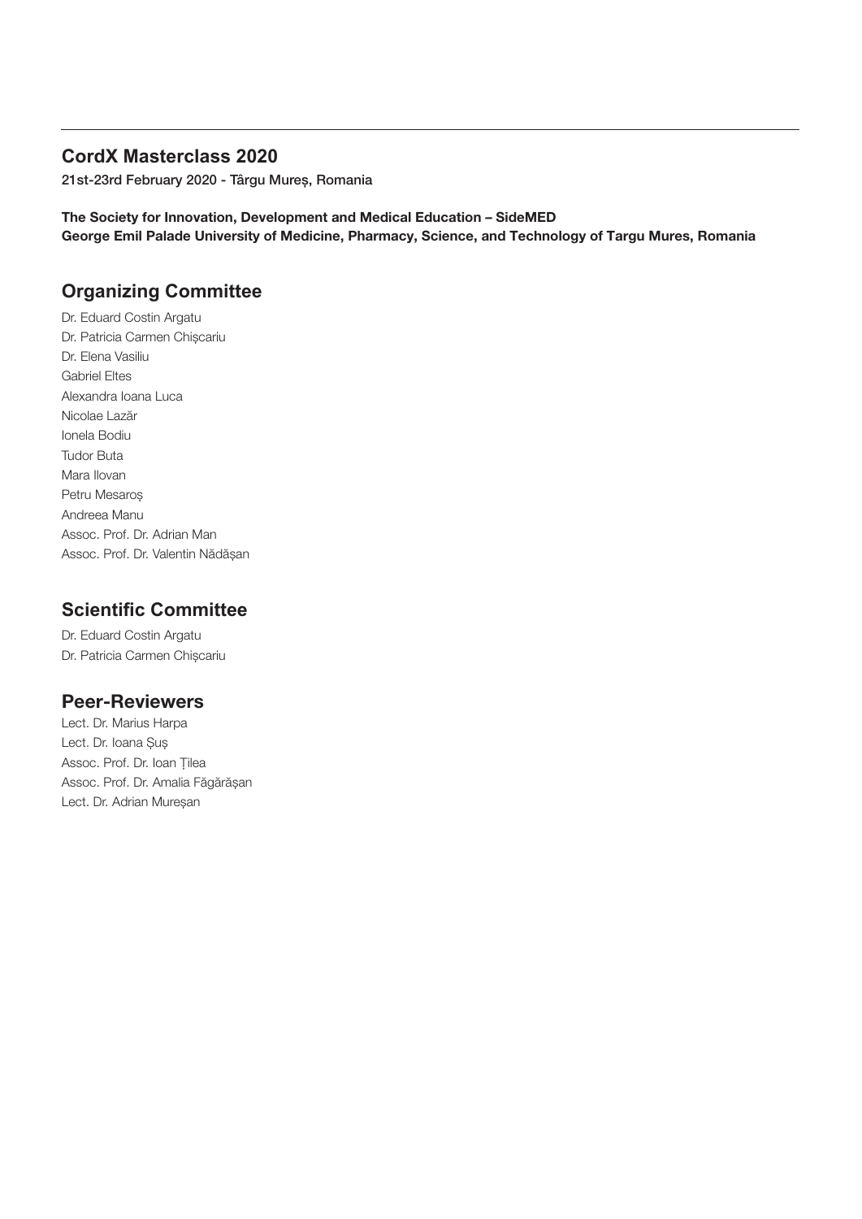## CordX Masterclass 2020

**21st-23rd February 2020 - Târgu Mureș, Romania**

**The Society for Innovation, Development and Medical Education – SideMED**
**George Emil Palade University of Medicine, Pharmacy, Science, and Technology of Targu Mures, Romania**

## Organizing Committee

Dr. Eduard Costin Argatu
Dr. Patricia Carmen Chișcariu
Dr. Elena Vasiliu
Gabriel Eltes
Alexandra Ioana Luca
Nicolae Lazăr
Ionela Bodiu
Tudor Buta
Mara Ilovan
Petru Mesaroș
Andreea Manu
Assoc. Prof. Dr. Adrian Man
Assoc. Prof. Dr. Valentin Nădășan

## Scientific Committee

Dr. Eduard Costin Argatu
Dr. Patricia Carmen Chișcariu

## Peer-Reviewers

Lect. Dr. Marius Harpa
Lect. Dr. Ioana Șuș
Assoc. Prof. Dr. Ioan Țilea
Assoc. Prof. Dr. Amalia Făgărășan
Lect. Dr. Adrian Mureșan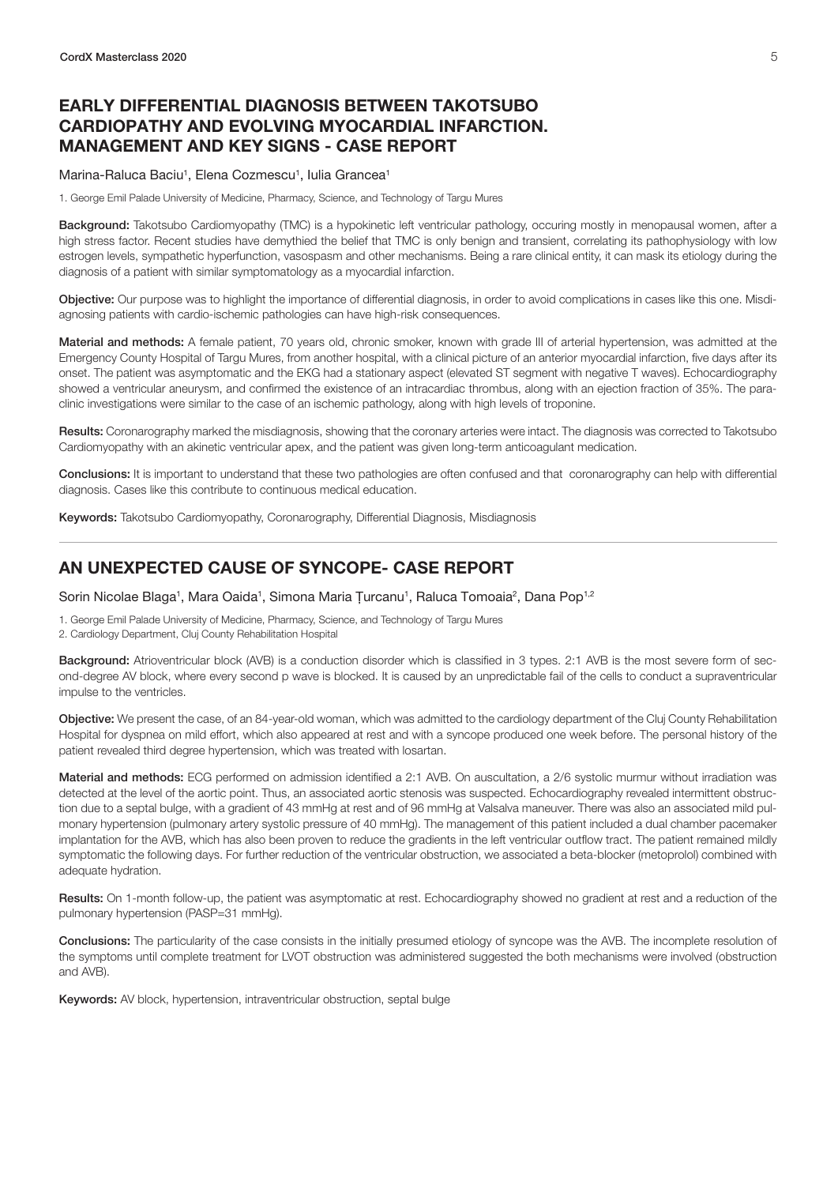## EARLY DIFFERENTIAL DIAGNOSIS BETWEEN TAKOTSUBO CARDIOPATHY AND EVOLVING MYOCARDIAL INFARCTION. MANAGEMENT AND KEY SIGNS - CASE REPORT

Marina-Raluca Baciu[1], Elena Cozmescu[1], Iulia Grancea[1]

1. George Emil Palade University of Medicine, Pharmacy, Science, and Technology of Targu Mures

**Background:** Takotsubo Cardiomyopathy (TMC) is a hypokinetic left ventricular pathology, occuring mostly in menopausal women, after a high stress factor. Recent studies have demythied the belief that TMC is only benign and transient, correlating its pathophysiology with low estrogen levels, sympathetic hyperfunction, vasospasm and other mechanisms. Being a rare clinical entity, it can mask its etiology during the diagnosis of a patient with similar symptomatology as a myocardial infarction.

**Objective:** Our purpose was to highlight the importance of differential diagnosis, in order to avoid complications in cases like this one. Misdiagnosing patients with cardio-ischemic pathologies can have high-risk consequences.

**Material and methods:** A female patient, 70 years old, chronic smoker, known with grade III of arterial hypertension, was admitted at the Emergency County Hospital of Targu Mures, from another hospital, with a clinical picture of an anterior myocardial infarction, five days after its onset. The patient was asymptomatic and the EKG had a stationary aspect (elevated ST segment with negative T waves). Echocardiography showed a ventricular aneurysm, and confirmed the existence of an intracardiac thrombus, along with an ejection fraction of 35%. The paraclinic investigations were similar to the case of an ischemic pathology, along with high levels of troponine.

**Results:** Coronarography marked the misdiagnosis, showing that the coronary arteries were intact. The diagnosis was corrected to Takotsubo Cardiomyopathy with an akinetic ventricular apex, and the patient was given long-term anticoagulant medication.

**Conclusions:** It is important to understand that these two pathologies are often confused and that coronarography can help with differential diagnosis. Cases like this contribute to continuous medical education.

**Keywords:** Takotsubo Cardiomyopathy, Coronarography, Differential Diagnosis, Misdiagnosis

---

## AN UNEXPECTED CAUSE OF SYNCOPE- CASE REPORT

Sorin Nicolae Blaga[1], Mara Oaida[1], Simona Maria Țurcanu[1], Raluca Tomoaia[2], Dana Pop[1,2]

1. George Emil Palade University of Medicine, Pharmacy, Science, and Technology of Targu Mures
2. Cardiology Department, Cluj County Rehabilitation Hospital

**Background:** Atrioventricular block (AVB) is a conduction disorder which is classified in 3 types. 2:1 AVB is the most severe form of second-degree AV block, where every second p wave is blocked. It is caused by an unpredictable fail of the cells to conduct a supraventricular impulse to the ventricles.

**Objective:** We present the case, of an 84-year-old woman, which was admitted to the cardiology department of the Cluj County Rehabilitation Hospital for dyspnea on mild effort, which also appeared at rest and with a syncope produced one week before. The personal history of the patient revealed third degree hypertension, which was treated with losartan.

**Material and methods:** ECG performed on admission identified a 2:1 AVB. On auscultation, a 2/6 systolic murmur without irradiation was detected at the level of the aortic point. Thus, an associated aortic stenosis was suspected. Echocardiography revealed intermittent obstruction due to a septal bulge, with a gradient of 43 mmHg at rest and of 96 mmHg at Valsalva maneuver. There was also an associated mild pulmonary hypertension (pulmonary artery systolic pressure of 40 mmHg). The management of this patient included a dual chamber pacemaker implantation for the AVB, which has also been proven to reduce the gradients in the left ventricular outflow tract. The patient remained mildly symptomatic the following days. For further reduction of the ventricular obstruction, we associated a beta-blocker (metoprolol) combined with adequate hydration.

**Results:** On 1-month follow-up, the patient was asymptomatic at rest. Echocardiography showed no gradient at rest and a reduction of the pulmonary hypertension (PASP=31 mmHg).

**Conclusions:** The particularity of the case consists in the initially presumed etiology of syncope was the AVB. The incomplete resolution of the symptoms until complete treatment for LVOT obstruction was administered suggested the both mechanisms were involved (obstruction and AVB).

**Keywords:** AV block, hypertension, intraventricular obstruction, septal bulge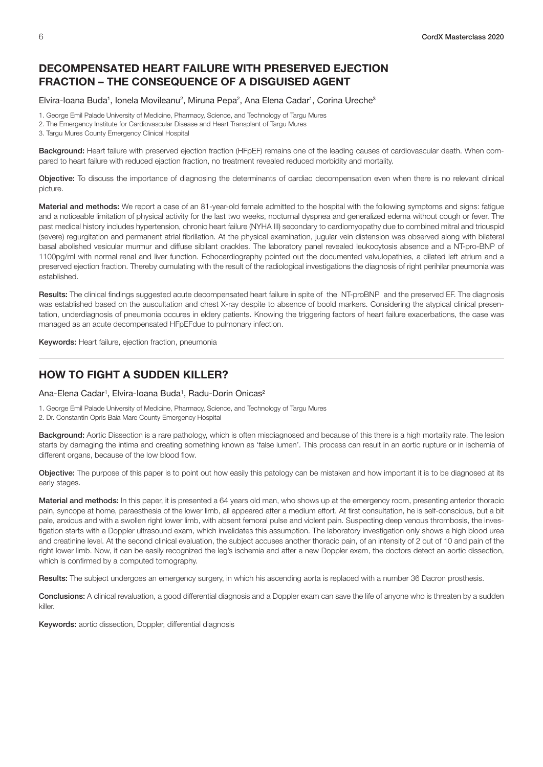## DECOMPENSATED HEART FAILURE WITH PRESERVED EJECTION FRACTION – THE CONSEQUENCE OF A DISGUISED AGENT

Elvira-Ioana Buda[1], Ionela Movileanu[2], Miruna Pepa[2], Ana Elena Cadar[1], Corina Ureche[3]

1. George Emil Palade University of Medicine, Pharmacy, Science, and Technology of Targu Mures
2. The Emergency Institute for Cardiovascular Disease and Heart Transplant of Targu Mures
3. Targu Mures County Emergency Clinical Hospital

**Background:** Heart failure with preserved ejection fraction (HFpEF) remains one of the leading causes of cardiovascular death. When compared to heart failure with reduced ejaction fraction, no treatment revealed reduced morbidity and mortality.

**Objective:** To discuss the importance of diagnosing the determinants of cardiac decompensation even when there is no relevant clinical picture.

**Material and methods:** We report a case of an 81-year-old female admitted to the hospital with the following symptoms and signs: fatigue and a noticeable limitation of physical activity for the last two weeks, nocturnal dyspnea and generalized edema without cough or fever. The past medical history includes hypertension, chronic heart failure (NYHA III) secondary to cardiomyopathy due to combined mitral and tricuspid (severe) regurgitation and permanent atrial fibrillation. At the physical examination, jugular vein distension was observed along with bilateral basal abolished vesicular murmur and diffuse sibilant crackles. The laboratory panel revealed leukocytosis absence and a NT-pro-BNP of 1100pg/ml with normal renal and liver function. Echocardiography pointed out the documented valvulopathies, a dilated left atrium and a preserved ejection fraction. Thereby cumulating with the result of the radiological investigations the diagnosis of right perihilar pneumonia was established.

**Results:** The clinical findings suggested acute decompensated heart failure in spite of the NT-proBNP and the preserved EF. The diagnosis was established based on the auscultation and chest X-ray despite to absence of boold markers. Considering the atypical clinical presentation, underdiagnosis of pneumonia occures in eldery patients. Knowing the triggering factors of heart failure exacerbations, the case was managed as an acute decompensated HFpEFdue to pulmonary infection.

**Keywords:** Heart failure, ejection fraction, pneumonia

---

## HOW TO FIGHT A SUDDEN KILLER?

Ana-Elena Cadar[1], Elvira-Ioana Buda[1], Radu-Dorin Onicas[2]

1. George Emil Palade University of Medicine, Pharmacy, Science, and Technology of Targu Mures
2. Dr. Constantin Opris Baia Mare County Emergency Hospital

**Background:** Aortic Dissection is a rare pathology, which is often misdiagnosed and because of this there is a high mortality rate. The lesion starts by damaging the intima and creating something known as 'false lumen'. This process can result in an aortic rupture or in ischemia of different organs, because of the low blood flow.

**Objective:** The purpose of this paper is to point out how easily this patology can be mistaken and how important it is to be diagnosed at its early stages.

**Material and methods:** In this paper, it is presented a 64 years old man, who shows up at the emergency room, presenting anterior thoracic pain, syncope at home, paraesthesia of the lower limb, all appeared after a medium effort. At first consultation, he is self-conscious, but a bit pale, anxious and with a swollen right lower limb, with absent femoral pulse and violent pain. Suspecting deep venous thrombosis, the investigation starts with a Doppler ultrasound exam, which invalidates this assumption. The laboratory investigation only shows a high blood urea and creatinine level. At the second clinical evaluation, the subject accuses another thoracic pain, of an intensity of 2 out of 10 and pain of the right lower limb. Now, it can be easily recognized the leg's ischemia and after a new Doppler exam, the doctors detect an aortic dissection, which is confirmed by a computed tomography.

**Results:** The subject undergoes an emergency surgery, in which his ascending aorta is replaced with a number 36 Dacron prosthesis.

**Conclusions:** A clinical revaluation, a good differential diagnosis and a Doppler exam can save the life of anyone who is threaten by a sudden killer.

**Keywords:** aortic dissection, Doppler, differential diagnosis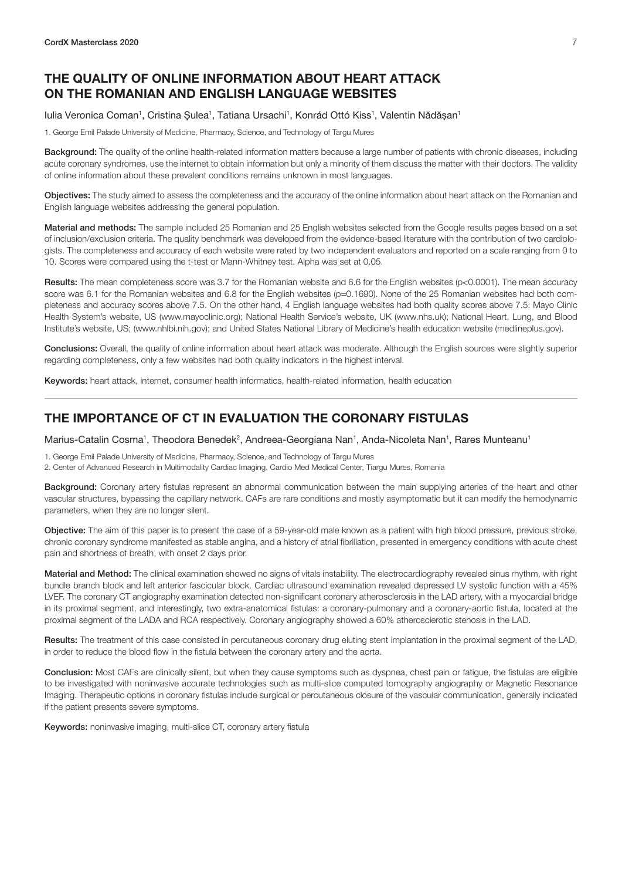## THE QUALITY OF ONLINE INFORMATION ABOUT HEART ATTACK ON THE ROMANIAN AND ENGLISH LANGUAGE WEBSITES

Iulia Veronica Coman[1], Cristina Șulea[1], Tatiana Ursachi[1], Konrád Ottó Kiss[1], Valentin Nădășan[1]

1. George Emil Palade University of Medicine, Pharmacy, Science, and Technology of Targu Mures

**Background:** The quality of the online health-related information matters because a large number of patients with chronic diseases, including acute coronary syndromes, use the internet to obtain information but only a minority of them discuss the matter with their doctors. The validity of online information about these prevalent conditions remains unknown in most languages.

**Objectives:** The study aimed to assess the completeness and the accuracy of the online information about heart attack on the Romanian and English language websites addressing the general population.

**Material and methods:** The sample included 25 Romanian and 25 English websites selected from the Google results pages based on a set of inclusion/exclusion criteria. The quality benchmark was developed from the evidence-based literature with the contribution of two cardiologists. The completeness and accuracy of each website were rated by two independent evaluators and reported on a scale ranging from 0 to 10. Scores were compared using the t-test or Mann-Whitney test. Alpha was set at 0.05.

**Results:** The mean completeness score was 3.7 for the Romanian website and 6.6 for the English websites ($p<0.0001$). The mean accuracy score was 6.1 for the Romanian websites and 6.8 for the English websites ($p=0.1690$). None of the 25 Romanian websites had both completeness and accuracy scores above 7.5. On the other hand, 4 English language websites had both quality scores above 7.5: Mayo Clinic Health System's website, US (www.mayoclinic.org); National Health Service's website, UK (www.nhs.uk); National Heart, Lung, and Blood Institute's website, US; (www.nhlbi.nih.gov); and United States National Library of Medicine's health education website (medlineplus.gov).

**Conclusions:** Overall, the quality of online information about heart attack was moderate. Although the English sources were slightly superior regarding completeness, only a few websites had both quality indicators in the highest interval.

**Keywords:** heart attack, internet, consumer health informatics, health-related information, health education

---

## THE IMPORTANCE OF CT IN EVALUATION THE CORONARY FISTULAS

Marius-Catalin Cosma[1], Theodora Benedek[2], Andreea-Georgiana Nan[1], Anda-Nicoleta Nan[1], Rares Munteanu[1]

1. George Emil Palade University of Medicine, Pharmacy, Science, and Technology of Targu Mures
2. Center of Advanced Research in Multimodality Cardiac Imaging, Cardio Med Medical Center, Tiargu Mures, Romania

**Background:** Coronary artery fistulas represent an abnormal communication between the main supplying arteries of the heart and other vascular structures, bypassing the capillary network. CAFs are rare conditions and mostly asymptomatic but it can modify the hemodynamic parameters, when they are no longer silent.

**Objective:** The aim of this paper is to present the case of a 59-year-old male known as a patient with high blood pressure, previous stroke, chronic coronary syndrome manifested as stable angina, and a history of atrial fibrillation, presented in emergency conditions with acute chest pain and shortness of breath, with onset 2 days prior.

**Material and Method:** The clinical examination showed no signs of vitals instability. The electrocardiography revealed sinus rhythm, with right bundle branch block and left anterior fascicular block. Cardiac ultrasound examination revealed depressed LV systolic function with a 45% LVEF. The coronary CT angiography examination detected non-significant coronary atherosclerosis in the LAD artery, with a myocardial bridge in its proximal segment, and interestingly, two extra-anatomical fistulas: a coronary-pulmonary and a coronary-aortic fistula, located at the proximal segment of the LADA and RCA respectively. Coronary angiography showed a 60% atherosclerotic stenosis in the LAD.

**Results:** The treatment of this case consisted in percutaneous coronary drug eluting stent implantation in the proximal segment of the LAD, in order to reduce the blood flow in the fistula between the coronary artery and the aorta.

**Conclusion:** Most CAFs are clinically silent, but when they cause symptoms such as dyspnea, chest pain or fatigue, the fistulas are eligible to be investigated with noninvasive accurate technologies such as multi-slice computed tomography angiography or Magnetic Resonance Imaging. Therapeutic options in coronary fistulas include surgical or percutaneous closure of the vascular communication, generally indicated if the patient presents severe symptoms.

**Keywords:** noninvasive imaging, multi-slice CT, coronary artery fistula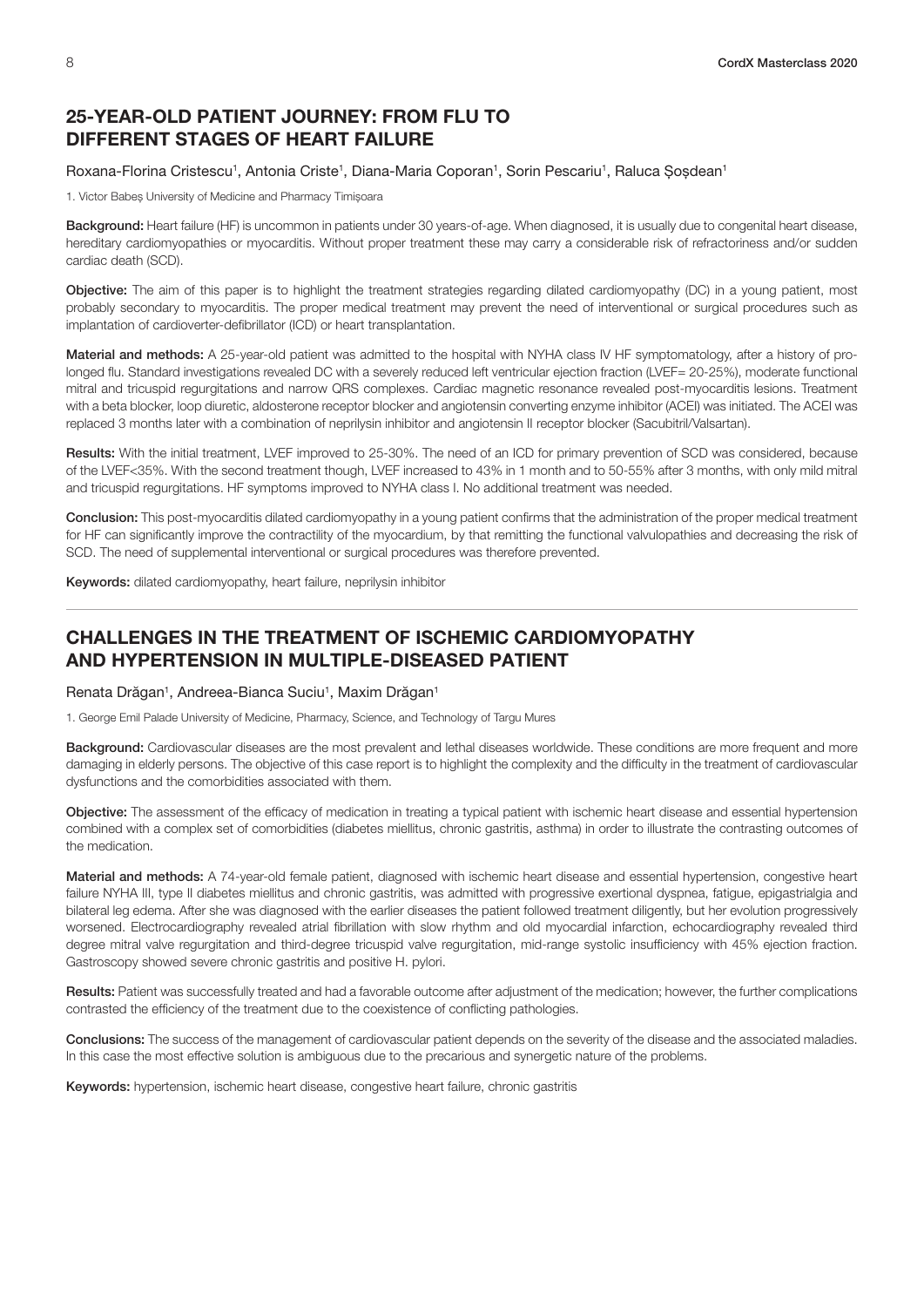## 25-YEAR-OLD PATIENT JOURNEY: FROM FLU TO DIFFERENT STAGES OF HEART FAILURE

Roxana-Florina Cristescu[1], Antonia Criste[1], Diana-Maria Coporan[1], Sorin Pescariu[1], Raluca Șoșdean[1]

1. Victor Babeș University of Medicine and Pharmacy Timișoara

**Background:** Heart failure (HF) is uncommon in patients under 30 years-of-age. When diagnosed, it is usually due to congenital heart disease, hereditary cardiomyopathies or myocarditis. Without proper treatment these may carry a considerable risk of refractoriness and/or sudden cardiac death (SCD).

**Objective:** The aim of this paper is to highlight the treatment strategies regarding dilated cardiomyopathy (DC) in a young patient, most probably secondary to myocarditis. The proper medical treatment may prevent the need of interventional or surgical procedures such as implantation of cardioverter-defibrillator (ICD) or heart transplantation.

**Material and methods:** A 25-year-old patient was admitted to the hospital with NYHA class IV HF symptomatology, after a history of prolonged flu. Standard investigations revealed DC with a severely reduced left ventricular ejection fraction (LVEF= 20-25%), moderate functional mitral and tricuspid regurgitations and narrow QRS complexes. Cardiac magnetic resonance revealed post-myocarditis lesions. Treatment with a beta blocker, loop diuretic, aldosterone receptor blocker and angiotensin converting enzyme inhibitor (ACEI) was initiated. The ACEI was replaced 3 months later with a combination of neprilysin inhibitor and angiotensin II receptor blocker (Sacubitril/Valsartan).

**Results:** With the initial treatment, LVEF improved to 25-30%. The need of an ICD for primary prevention of SCD was considered, because of the LVEF<35%. With the second treatment though, LVEF increased to 43% in 1 month and to 50-55% after 3 months, with only mild mitral and tricuspid regurgitations. HF symptoms improved to NYHA class I. No additional treatment was needed.

**Conclusion:** This post-myocarditis dilated cardiomyopathy in a young patient confirms that the administration of the proper medical treatment for HF can significantly improve the contractility of the myocardium, by that remitting the functional valvulopathies and decreasing the risk of SCD. The need of supplemental interventional or surgical procedures was therefore prevented.

**Keywords:** dilated cardiomyopathy, heart failure, neprilysin inhibitor

---

## CHALLENGES IN THE TREATMENT OF ISCHEMIC CARDIOMYOPATHY AND HYPERTENSION IN MULTIPLE-DISEASED PATIENT

Renata Drăgan[1], Andreea-Bianca Suciu[1], Maxim Drăgan[1]

1. George Emil Palade University of Medicine, Pharmacy, Science, and Technology of Targu Mures

**Background:** Cardiovascular diseases are the most prevalent and lethal diseases worldwide. These conditions are more frequent and more damaging in elderly persons. The objective of this case report is to highlight the complexity and the difficulty in the treatment of cardiovascular dysfunctions and the comorbidities associated with them.

**Objective:** The assessment of the efficacy of medication in treating a typical patient with ischemic heart disease and essential hypertension combined with a complex set of comorbidities (diabetes miellitus, chronic gastritis, asthma) in order to illustrate the contrasting outcomes of the medication.

**Material and methods:** A 74-year-old female patient, diagnosed with ischemic heart disease and essential hypertension, congestive heart failure NYHA III, type II diabetes miellitus and chronic gastritis, was admitted with progressive exertional dyspnea, fatigue, epigastrialgia and bilateral leg edema. After she was diagnosed with the earlier diseases the patient followed treatment diligently, but her evolution progressively worsened. Electrocardiography revealed atrial fibrillation with slow rhythm and old myocardial infarction, echocardiography revealed third degree mitral valve regurgitation and third-degree tricuspid valve regurgitation, mid-range systolic insufficiency with 45% ejection fraction. Gastroscopy showed severe chronic gastritis and positive H. pylori.

**Results:** Patient was successfully treated and had a favorable outcome after adjustment of the medication; however, the further complications contrasted the efficiency of the treatment due to the coexistence of conflicting pathologies.

**Conclusions:** The success of the management of cardiovascular patient depends on the severity of the disease and the associated maladies. In this case the most effective solution is ambiguous due to the precarious and synergetic nature of the problems.

**Keywords:** hypertension, ischemic heart disease, congestive heart failure, chronic gastritis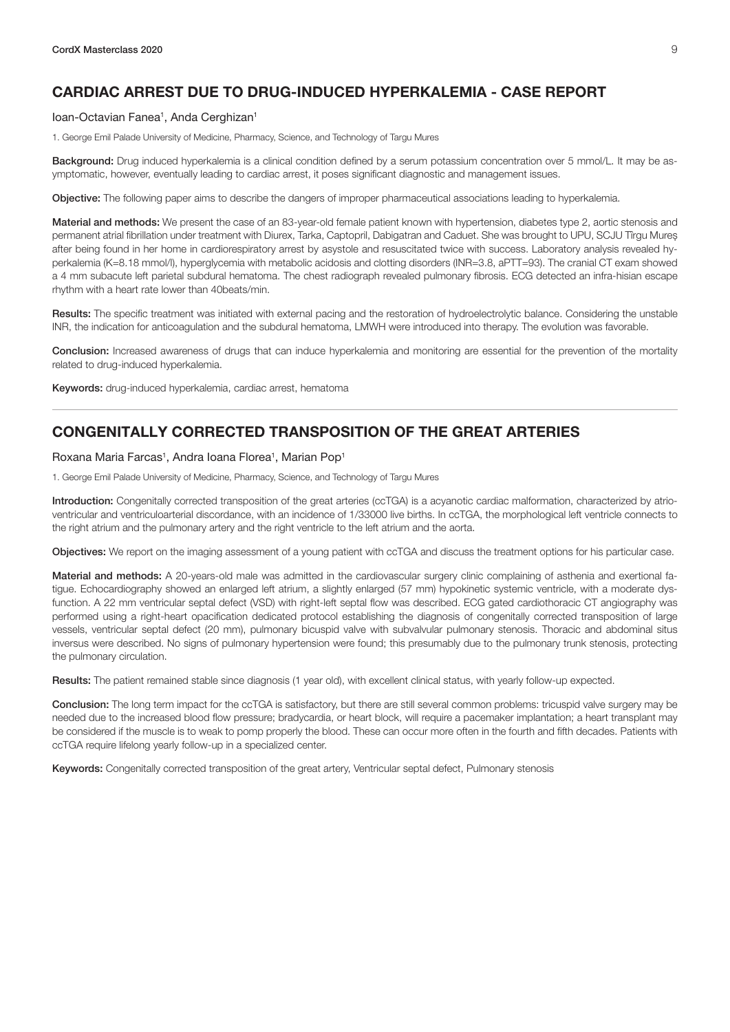## CARDIAC ARREST DUE TO DRUG-INDUCED HYPERKALEMIA - CASE REPORT

Ioan-Octavian Fanea[1], Anda Cerghizan[1]

1. George Emil Palade University of Medicine, Pharmacy, Science, and Technology of Targu Mures

**Background:** Drug induced hyperkalemia is a clinical condition defined by a serum potassium concentration over 5 mmol/L. It may be asymptomatic, however, eventually leading to cardiac arrest, it poses significant diagnostic and management issues.

**Objective:** The following paper aims to describe the dangers of improper pharmaceutical associations leading to hyperkalemia.

**Material and methods:** We present the case of an 83-year-old female patient known with hypertension, diabetes type 2, aortic stenosis and permanent atrial fibrillation under treatment with Diurex, Tarka, Captopril, Dabigatran and Caduet. She was brought to UPU, SCJU Tîrgu Mureș after being found in her home in cardiorespiratory arrest by asystole and resuscitated twice with success. Laboratory analysis revealed hyperkalemia (K=8.18 mmol/l), hyperglycemia with metabolic acidosis and clotting disorders (INR=3.8, aPTT=93). The cranial CT exam showed a 4 mm subacute left parietal subdural hematoma. The chest radiograph revealed pulmonary fibrosis. ECG detected an infra-hisian escape rhythm with a heart rate lower than 40beats/min.

**Results:** The specific treatment was initiated with external pacing and the restoration of hydroelectrolytic balance. Considering the unstable INR, the indication for anticoagulation and the subdural hematoma, LMWH were introduced into therapy. The evolution was favorable.

**Conclusion:** Increased awareness of drugs that can induce hyperkalemia and monitoring are essential for the prevention of the mortality related to drug-induced hyperkalemia.

**Keywords:** drug-induced hyperkalemia, cardiac arrest, hematoma

## CONGENITALLY CORRECTED TRANSPOSITION OF THE GREAT ARTERIES

Roxana Maria Farcas[1], Andra Ioana Florea[1], Marian Pop[1]

1. George Emil Palade University of Medicine, Pharmacy, Science, and Technology of Targu Mures

**Introduction:** Congenitally corrected transposition of the great arteries (ccTGA) is a acyanotic cardiac malformation, characterized by atrioventricular and ventriculoarterial discordance, with an incidence of 1/33000 live births. In ccTGA, the morphological left ventricle connects to the right atrium and the pulmonary artery and the right ventricle to the left atrium and the aorta.

**Objectives:** We report on the imaging assessment of a young patient with ccTGA and discuss the treatment options for his particular case.

**Material and methods:** A 20-years-old male was admitted in the cardiovascular surgery clinic complaining of asthenia and exertional fatigue. Echocardiography showed an enlarged left atrium, a slightly enlarged (57 mm) hypokinetic systemic ventricle, with a moderate dysfunction. A 22 mm ventricular septal defect (VSD) with right-left septal flow was described. ECG gated cardiothoracic CT angiography was performed using a right-heart opacification dedicated protocol establishing the diagnosis of congenitally corrected transposition of large vessels, ventricular septal defect (20 mm), pulmonary bicuspid valve with subvalvular pulmonary stenosis. Thoracic and abdominal situs inversus were described. No signs of pulmonary hypertension were found; this presumably due to the pulmonary trunk stenosis, protecting the pulmonary circulation.

**Results:** The patient remained stable since diagnosis (1 year old), with excellent clinical status, with yearly follow-up expected.

**Conclusion:** The long term impact for the ccTGA is satisfactory, but there are still several common problems: tricuspid valve surgery may be needed due to the increased blood flow pressure; bradycardia, or heart block, will require a pacemaker implantation; a heart transplant may be considered if the muscle is to weak to pomp properly the blood. These can occur more often in the fourth and fifth decades. Patients with ccTGA require lifelong yearly follow-up in a specialized center.

**Keywords:** Congenitally corrected transposition of the great artery, Ventricular septal defect, Pulmonary stenosis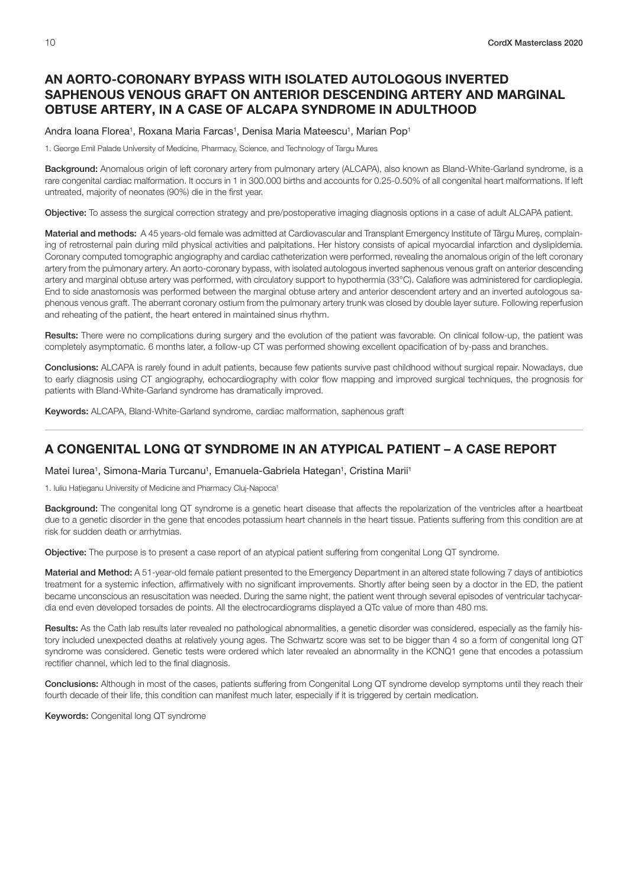## AN AORTO-CORONARY BYPASS WITH ISOLATED AUTOLOGOUS INVERTED SAPHENOUS VENOUS GRAFT ON ANTERIOR DESCENDING ARTERY AND MARGINAL OBTUSE ARTERY, IN A CASE OF ALCAPA SYNDROME IN ADULTHOOD

Andra Ioana Florea[1], Roxana Maria Farcas[1], Denisa Maria Mateescu[1], Marian Pop[1]

1. George Emil Palade University of Medicine, Pharmacy, Science, and Technology of Targu Mures

**Background:** Anomalous origin of left coronary artery from pulmonary artery (ALCAPA), also known as Bland-White-Garland syndrome, is a rare congenital cardiac malformation. It occurs in 1 in 300.000 births and accounts for 0.25-0.50% of all congenital heart malformations. If left untreated, majority of neonates (90%) die in the first year.

**Objective:** To assess the surgical correction strategy and pre/postoperative imaging diagnosis options in a case of adult ALCAPA patient.

**Material and methods:** A 45 years-old female was admitted at Cardiovascular and Transplant Emergency Institute of Târgu Mureș, complaining of retrosternal pain during mild physical activities and palpitations. Her history consists of apical myocardial infarction and dyslipidemia. Coronary computed tomographic angiography and cardiac catheterization were performed, revealing the anomalous origin of the left coronary artery from the pulmonary artery. An aorto-coronary bypass, with isolated autologous inverted saphenous venous graft on anterior descending artery and marginal obtuse artery was performed, with circulatory support to hypothermia (33°C). Calafiore was administered for cardioplegia. End to side anastomosis was performed between the marginal obtuse artery and anterior descendent artery and an inverted autologous saphenous venous graft. The aberrant coronary ostium from the pulmonary artery trunk was closed by double layer suture. Following reperfusion and reheating of the patient, the heart entered in maintained sinus rhythm.

**Results:** There were no complications during surgery and the evolution of the patient was favorable. On clinical follow-up, the patient was completely asymptomatic. 6 months later, a follow-up CT was performed showing excellent opacification of by-pass and branches.

**Conclusions:** ALCAPA is rarely found in adult patients, because few patients survive past childhood without surgical repair. Nowadays, due to early diagnosis using CT angiography, echocardiography with color flow mapping and improved surgical techniques, the prognosis for patients with Bland-White-Garland syndrome has dramatically improved.

**Keywords:** ALCAPA, Bland-White-Garland syndrome, cardiac malformation, saphenous graft

---

## A CONGENITAL LONG QT SYNDROME IN AN ATYPICAL PATIENT – A CASE REPORT

Matei Iurea[1], Simona-Maria Turcanu[1], Emanuela-Gabriela Hategan[1], Cristina Marii[1]

1. Iuliu Hațieganu University of Medicine and Pharmacy Cluj-Napoca[1]

**Background:** The congenital long QT syndrome is a genetic heart disease that affects the repolarization of the ventricles after a heartbeat due to a genetic disorder in the gene that encodes potassium heart channels in the heart tissue. Patients suffering from this condition are at risk for sudden death or arrhytmias.

**Objective:** The purpose is to present a case report of an atypical patient suffering from congenital Long QT syndrome.

**Material and Method:** A 51-year-old female patient presented to the Emergency Department in an altered state following 7 days of antibiotics treatment for a systemic infection, affirmatively with no significant improvements. Shortly after being seen by a doctor in the ED, the patient became unconscious an resuscitation was needed. During the same night, the patient went through several episodes of ventricular tachycardia end even developed torsades de points. All the electrocardiograms displayed a QTc value of more than 480 ms.

**Results:** As the Cath lab results later revealed no pathological abnormalities, a genetic disorder was considered, especially as the family history included unexpected deaths at relatively young ages. The Schwartz score was set to be bigger than 4 so a form of congenital long QT syndrome was considered. Genetic tests were ordered which later revealed an abnormality in the KCNQ1 gene that encodes a potassium rectifier channel, which led to the final diagnosis.

**Conclusions:** Although in most of the cases, patients suffering from Congenital Long QT syndrome develop symptoms until they reach their fourth decade of their life, this condition can manifest much later, especially if it is triggered by certain medication.

**Keywords:** Congenital long QT syndrome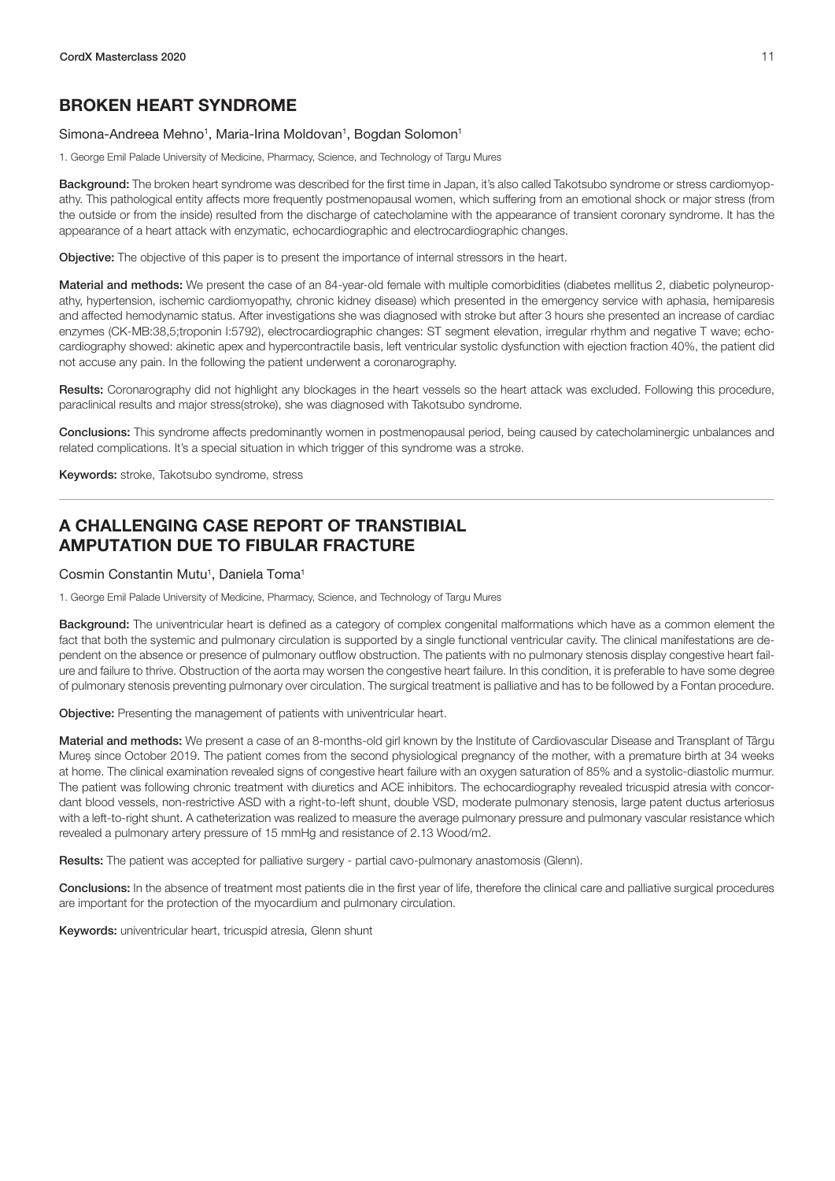## BROKEN HEART SYNDROME

Simona-Andreea Mehno[1], Maria-Irina Moldovan[1], Bogdan Solomon[1]

1. George Emil Palade University of Medicine, Pharmacy, Science, and Technology of Targu Mures

**Background:** The broken heart syndrome was described for the first time in Japan, it's also called Takotsubo syndrome or stress cardiomyopathy. This pathological entity affects more frequently postmenopausal women, which suffering from an emotional shock or major stress (from the outside or from the inside) resulted from the discharge of catecholamine with the appearance of transient coronary syndrome. It has the appearance of a heart attack with enzymatic, echocardiographic and electrocardiographic changes.

**Objective:** The objective of this paper is to present the importance of internal stressors in the heart.

**Material and methods:** We present the case of an 84-year-old female with multiple comorbidities (diabetes mellitus 2, diabetic polyneuropathy, hypertension, ischemic cardiomyopathy, chronic kidney disease) which presented in the emergency service with aphasia, hemiparesis and affected hemodynamic status. After investigations she was diagnosed with stroke but after 3 hours she presented an increase of cardiac enzymes (CK-MB:38,5;troponin I:5792), electrocardiographic changes: ST segment elevation, irregular rhythm and negative T wave; echocardiography showed: akinetic apex and hypercontractile basis, left ventricular systolic dysfunction with ejection fraction 40%, the patient did not accuse any pain. In the following the patient underwent a coronarography.

**Results:** Coronarography did not highlight any blockages in the heart vessels so the heart attack was excluded. Following this procedure, paraclinical results and major stress(stroke), she was diagnosed with Takotsubo syndrome.

**Conclusions:** This syndrome affects predominantly women in postmenopausal period, being caused by catecholaminergic unbalances and related complications. It's a special situation in which trigger of this syndrome was a stroke.

**Keywords:** stroke, Takotsubo syndrome, stress

---

## A CHALLENGING CASE REPORT OF TRANSTIBIAL AMPUTATION DUE TO FIBULAR FRACTURE

Cosmin Constantin Mutu[1], Daniela Toma[1]

1. George Emil Palade University of Medicine, Pharmacy, Science, and Technology of Targu Mures

**Background:** The univentricular heart is defined as a category of complex congenital malformations which have as a common element the fact that both the systemic and pulmonary circulation is supported by a single functional ventricular cavity. The clinical manifestations are dependent on the absence or presence of pulmonary outflow obstruction. The patients with no pulmonary stenosis display congestive heart failure and failure to thrive. Obstruction of the aorta may worsen the congestive heart failure. In this condition, it is preferable to have some degree of pulmonary stenosis preventing pulmonary over circulation. The surgical treatment is palliative and has to be followed by a Fontan procedure.

**Objective:** Presenting the management of patients with univentricular heart.

**Material and methods:** We present a case of an 8-months-old girl known by the Institute of Cardiovascular Disease and Transplant of Târgu Mureș since October 2019. The patient comes from the second physiological pregnancy of the mother, with a premature birth at 34 weeks at home. The clinical examination revealed signs of congestive heart failure with an oxygen saturation of 85% and a systolic-diastolic murmur. The patient was following chronic treatment with diuretics and ACE inhibitors. The echocardiography revealed tricuspid atresia with concordant blood vessels, non-restrictive ASD with a right-to-left shunt, double VSD, moderate pulmonary stenosis, large patent ductus arteriosus with a left-to-right shunt. A catheterization was realized to measure the average pulmonary pressure and pulmonary vascular resistance which revealed a pulmonary artery pressure of 15 mmHg and resistance of 2.13 Wood/m2.

**Results:** The patient was accepted for palliative surgery - partial cavo-pulmonary anastomosis (Glenn).

**Conclusions:** In the absence of treatment most patients die in the first year of life, therefore the clinical care and palliative surgical procedures are important for the protection of the myocardium and pulmonary circulation.

**Keywords:** univentricular heart, tricuspid atresia, Glenn shunt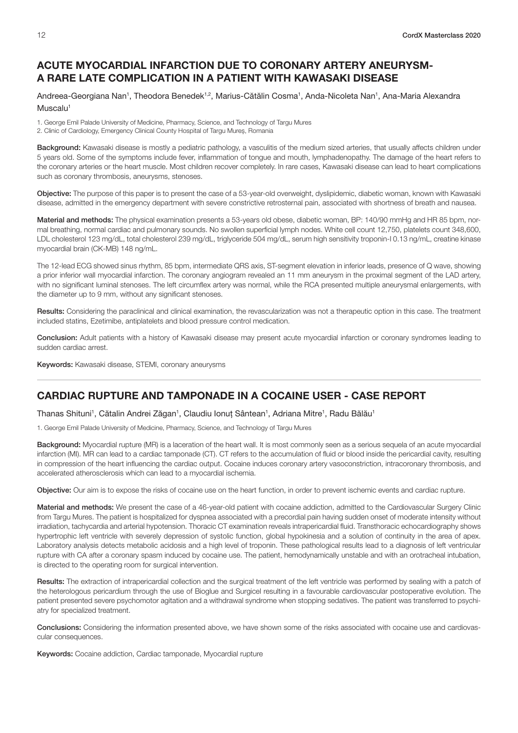## ACUTE MYOCARDIAL INFARCTION DUE TO CORONARY ARTERY ANEURYSM- A RARE LATE COMPLICATION IN A PATIENT WITH KAWASAKI DISEASE

Andreea-Georgiana Nan[1], Theodora Benedek[1,2], Marius-Cătălin Cosma[1], Anda-Nicoleta Nan[1], Ana-Maria Alexandra Muscalu[1]

1. George Emil Palade University of Medicine, Pharmacy, Science, and Technology of Targu Mures
2. Clinic of Cardiology, Emergency Clinical County Hospital of Targu Mureş, Romania

**Background:** Kawasaki disease is mostly a pediatric pathology, a vasculitis of the medium sized arteries, that usually affects children under 5 years old. Some of the symptoms include fever, inflammation of tongue and mouth, lymphadenopathy. The damage of the heart refers to the coronary arteries or the heart muscle. Most children recover completely. In rare cases, Kawasaki disease can lead to heart complications such as coronary thrombosis, aneurysms, stenoses.

**Objective:** The purpose of this paper is to present the case of a 53-year-old overweight, dyslipidemic, diabetic woman, known with Kawasaki disease, admitted in the emergency department with severe constrictive retrosternal pain, associated with shortness of breath and nausea.

**Material and methods:** The physical examination presents a 53-years old obese, diabetic woman, BP: 140/90 mmHg and HR 85 bpm, normal breathing, normal cardiac and pulmonary sounds. No swollen superficial lymph nodes. White cell count 12,750, platelets count 348,600, LDL cholesterol 123 mg/dL, total cholesterol 239 mg/dL, triglyceride 504 mg/dL, serum high sensitivity troponin-I 0.13 ng/mL, creatine kinase myocardial brain (CK-MB) 148 ng/mL.

The 12-lead ECG showed sinus rhythm, 85 bpm, intermediate QRS axis, ST-segment elevation in inferior leads, presence of Q wave, showing a prior inferior wall myocardial infarction. The coronary angiogram revealed an 11 mm aneurysm in the proximal segment of the LAD artery, with no significant luminal stenoses. The left circumflex artery was normal, while the RCA presented multiple aneurysmal enlargements, with the diameter up to 9 mm, without any significant stenoses.

**Results:** Considering the paraclinical and clinical examination, the revascularization was not a therapeutic option in this case. The treatment included statins, Ezetimibe, antiplatelets and blood pressure control medication.

**Conclusion:** Adult patients with a history of Kawasaki disease may present acute myocardial infarction or coronary syndromes leading to sudden cardiac arrest.

**Keywords:** Kawasaki disease, STEMI, coronary aneurysms

---

## CARDIAC RUPTURE AND TAMPONADE IN A COCAINE USER - CASE REPORT

Thanas Shituni[1], Cătalin Andrei Zăgan[1], Claudiu Ionuț Sântean[1], Adriana Mitre[1], Radu Bălău[1]

1. George Emil Palade University of Medicine, Pharmacy, Science, and Technology of Targu Mures

**Background:** Myocardial rupture (MR) is a laceration of the heart wall. It is most commonly seen as a serious sequela of an acute myocardial infarction (MI). MR can lead to a cardiac tamponade (CT). CT refers to the accumulation of fluid or blood inside the pericardial cavity, resulting in compression of the heart influencing the cardiac output. Cocaine induces coronary artery vasoconstriction, intracoronary thrombosis, and accelerated atherosclerosis which can lead to a myocardial ischemia.

**Objective:** Our aim is to expose the risks of cocaine use on the heart function, in order to prevent ischemic events and cardiac rupture.

**Material and methods:** We present the case of a 46-year-old patient with cocaine addiction, admitted to the Cardiovascular Surgery Clinic from Targu Mures. The patient is hospitalized for dyspnea associated with a precordial pain having sudden onset of moderate intensity without irradiation, tachycardia and arterial hypotension. Thoracic CT examination reveals intrapericardial fluid. Transthoracic echocardiography shows hypertrophic left ventricle with severely depression of systolic function, global hypokinesia and a solution of continuity in the area of apex. Laboratory analysis detects metabolic acidosis and a high level of troponin. These pathological results lead to a diagnosis of left ventricular rupture with CA after a coronary spasm induced by cocaine use. The patient, hemodynamically unstable and with an orotracheal intubation, is directed to the operating room for surgical intervention.

**Results:** The extraction of intrapericardial collection and the surgical treatment of the left ventricle was performed by sealing with a patch of the heterologous pericardium through the use of Bioglue and Surgicel resulting in a favourable cardiovascular postoperative evolution. The patient presented severe psychomotor agitation and a withdrawal syndrome when stopping sedatives. The patient was transferred to psychiatry for specialized treatment.

**Conclusions:** Considering the information presented above, we have shown some of the risks associated with cocaine use and cardiovascular consequences.

**Keywords:** Cocaine addiction, Cardiac tamponade, Myocardial rupture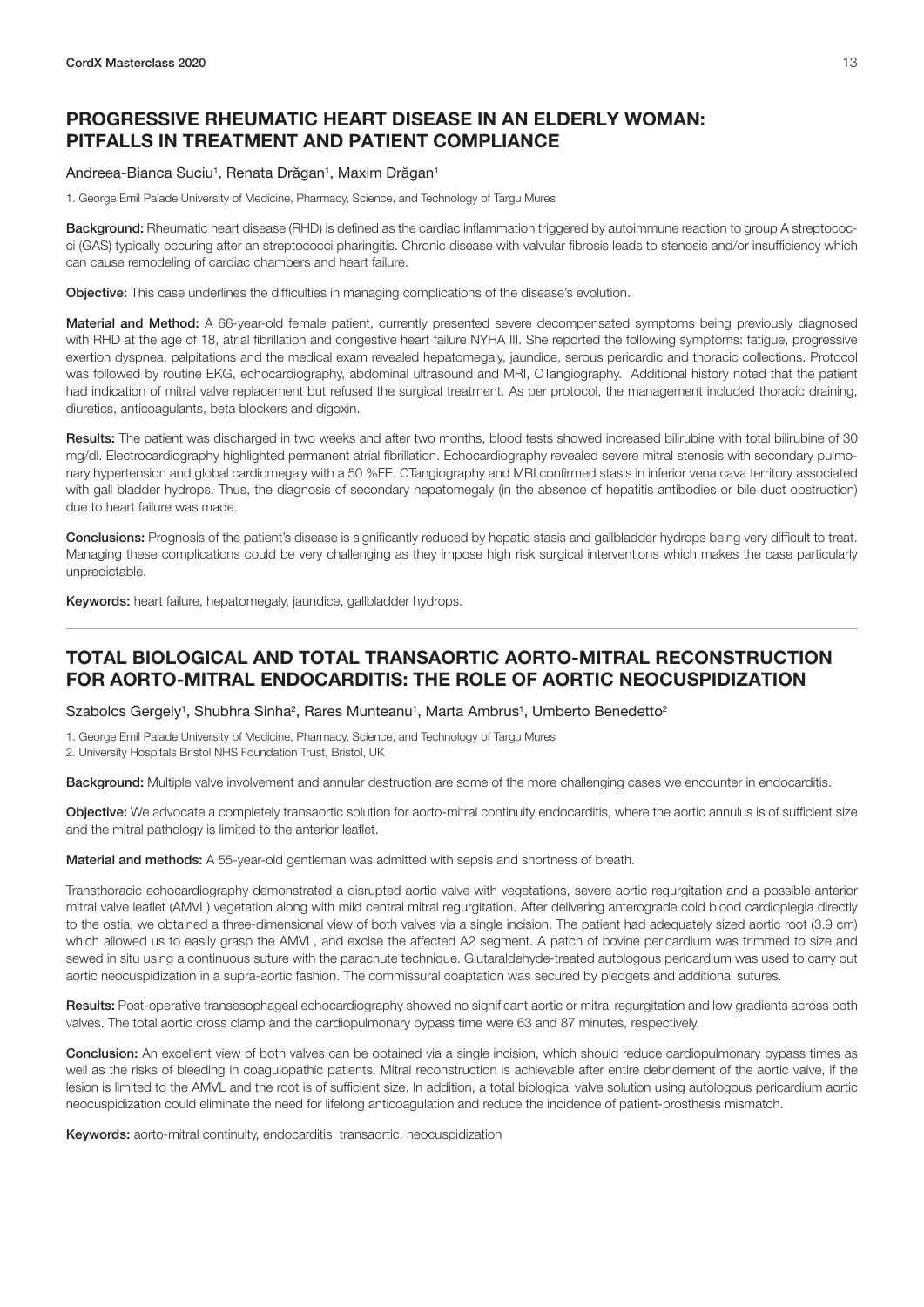## PROGRESSIVE RHEUMATIC HEART DISEASE IN AN ELDERLY WOMAN: PITFALLS IN TREATMENT AND PATIENT COMPLIANCE

Andreea-Bianca Suciu[1], Renata Drăgan[1], Maxim Drăgan[1]

1. George Emil Palade University of Medicine, Pharmacy, Science, and Technology of Targu Mures

**Background:** Rheumatic heart disease (RHD) is defined as the cardiac inflammation triggered by autoimmune reaction to group A streptococci (GAS) typically occuring after an streptococci pharingitis. Chronic disease with valvular fibrosis leads to stenosis and/or insufficiency which can cause remodeling of cardiac chambers and heart failure.

**Objective:** This case underlines the difficulties in managing complications of the disease's evolution.

**Material and Method:** A 66-year-old female patient, currently presented severe decompensated symptoms being previously diagnosed with RHD at the age of 18, atrial fibrillation and congestive heart failure NYHA III. She reported the following symptoms: fatigue, progressive exertion dyspnea, palpitations and the medical exam revealed hepatomegaly, jaundice, serous pericardic and thoracic collections. Protocol was followed by routine EKG, echocardiography, abdominal ultrasound and MRI, CTangiography. Additional history noted that the patient had indication of mitral valve replacement but refused the surgical treatment. As per protocol, the management included thoracic draining, diuretics, anticoagulants, beta blockers and digoxin.

**Results:** The patient was discharged in two weeks and after two months, blood tests showed increased bilirubine with total bilirubine of 30 mg/dl. Electrocardiography highlighted permanent atrial fibrillation. Echocardiography revealed severe mitral stenosis with secondary pulmonary hypertension and global cardiomegaly with a 50 %FE. CTangiography and MRI confirmed stasis in inferior vena cava territory associated with gall bladder hydrops. Thus, the diagnosis of secondary hepatomegaly (in the absence of hepatitis antibodies or bile duct obstruction) due to heart failure was made.

**Conclusions:** Prognosis of the patient's disease is significantly reduced by hepatic stasis and gallbladder hydrops being very difficult to treat. Managing these complications could be very challenging as they impose high risk surgical interventions which makes the case particularly unpredictable.

**Keywords:** heart failure, hepatomegaly, jaundice, gallbladder hydrops.

---

## TOTAL BIOLOGICAL AND TOTAL TRANSAORTIC AORTO-MITRAL RECONSTRUCTION FOR AORTO-MITRAL ENDOCARDITIS: THE ROLE OF AORTIC NEOCUSPIDIZATION

Szabolcs Gergely[1], Shubhra Sinha[2], Rares Munteanu[1], Marta Ambrus[1], Umberto Benedetto[2]

1. George Emil Palade University of Medicine, Pharmacy, Science, and Technology of Targu Mures
2. University Hospitals Bristol NHS Foundation Trust, Bristol, UK

**Background:** Multiple valve involvement and annular destruction are some of the more challenging cases we encounter in endocarditis.

**Objective:** We advocate a completely transaortic solution for aorto-mitral continuity endocarditis, where the aortic annulus is of sufficient size and the mitral pathology is limited to the anterior leaflet.

**Material and methods:** A 55-year-old gentleman was admitted with sepsis and shortness of breath.

Transthoracic echocardiography demonstrated a disrupted aortic valve with vegetations, severe aortic regurgitation and a possible anterior mitral valve leaflet (AMVL) vegetation along with mild central mitral regurgitation. After delivering anterograde cold blood cardioplegia directly to the ostia, we obtained a three-dimensional view of both valves via a single incision. The patient had adequately sized aortic root (3.9 cm) which allowed us to easily grasp the AMVL, and excise the affected A2 segment. A patch of bovine pericardium was trimmed to size and sewed in situ using a continuous suture with the parachute technique. Glutaraldehyde-treated autologous pericardium was used to carry out aortic neocuspidization in a supra-aortic fashion. The commissural coaptation was secured by pledgets and additional sutures.

**Results:** Post-operative transesophageal echocardiography showed no significant aortic or mitral regurgitation and low gradients across both valves. The total aortic cross clamp and the cardiopulmonary bypass time were 63 and 87 minutes, respectively.

**Conclusion:** An excellent view of both valves can be obtained via a single incision, which should reduce cardiopulmonary bypass times as well as the risks of bleeding in coagulopathic patients. Mitral reconstruction is achievable after entire debridement of the aortic valve, if the lesion is limited to the AMVL and the root is of sufficient size. In addition, a total biological valve solution using autologous pericardium aortic neocuspidization could eliminate the need for lifelong anticoagulation and reduce the incidence of patient-prosthesis mismatch.

**Keywords:** aorto-mitral continuity, endocarditis, transaortic, neocuspidization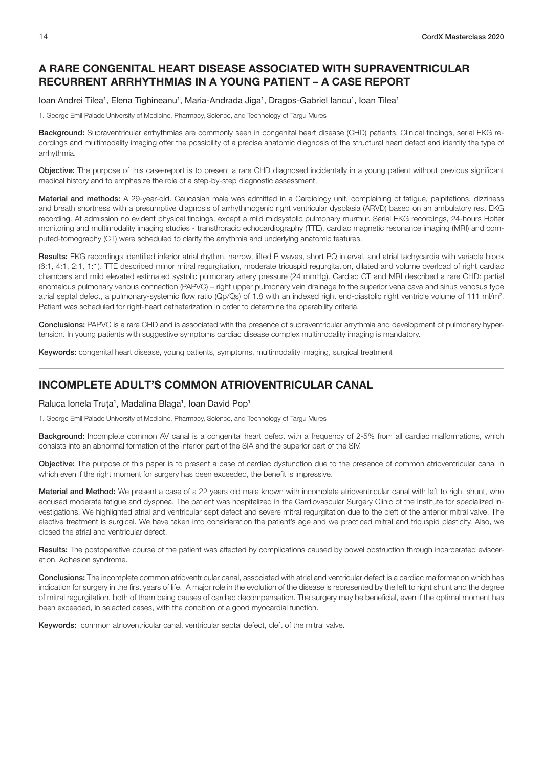## A RARE CONGENITAL HEART DISEASE ASSOCIATED WITH SUPRAVENTRICULAR RECURRENT ARRHYTHMIAS IN A YOUNG PATIENT – A CASE REPORT

Ioan Andrei Tilea[1], Elena Tighineanu[1], Maria-Andrada Jiga[1], Dragos-Gabriel Iancu[1], Ioan Tilea[1]

1. George Emil Palade University of Medicine, Pharmacy, Science, and Technology of Targu Mures

**Background:** Supraventricular arrhythmias are commonly seen in congenital heart disease (CHD) patients. Clinical findings, serial EKG recordings and multimodality imaging offer the possibility of a precise anatomic diagnosis of the structural heart defect and identify the type of arrhythmia.

**Objective:** The purpose of this case-report is to present a rare CHD diagnosed incidentally in a young patient without previous significant medical history and to emphasize the role of a step-by-step diagnostic assessment.

**Material and methods:** A 29-year-old. Caucasian male was admitted in a Cardiology unit, complaining of fatigue, palpitations, dizziness and breath shortness with a presumptive diagnosis of arrhythmogenic right ventricular dysplasia (ARVD) based on an ambulatory rest EKG recording. At admission no evident physical findings, except a mild midsystolic pulmonary murmur. Serial EKG recordings, 24-hours Holter monitoring and multimodality imaging studies - transthoracic echocardiography (TTE), cardiac magnetic resonance imaging (MRI) and computed-tomography (CT) were scheduled to clarify the arrythmia and underlying anatomic features.

**Results:** EKG recordings identified inferior atrial rhythm, narrow, lifted P waves, short PQ interval, and atrial tachycardia with variable block (6:1, 4:1, 2:1, 1:1). TTE described minor mitral regurgitation, moderate tricuspid regurgitation, dilated and volume overload of right cardiac chambers and mild elevated estimated systolic pulmonary artery pressure (24 mmHg). Cardiac CT and MRI described a rare CHD: partial anomalous pulmonary venous connection (PAPVC) – right upper pulmonary vein drainage to the superior vena cava and sinus venosus type atrial septal defect, a pulmonary-systemic flow ratio (Qp/Qs) of 1.8 with an indexed right end-diastolic right ventricle volume of 111 ml/m$^2$. Patient was scheduled for right-heart catheterization in order to determine the operability criteria.

**Conclusions:** PAPVC is a rare CHD and is associated with the presence of supraventricular arrythmia and development of pulmonary hypertension. In young patients with suggestive symptoms cardiac disease complex multimodality imaging is mandatory.

**Keywords:** congenital heart disease, young patients, symptoms, multimodality imaging, surgical treatment

---

## INCOMPLETE ADULT'S COMMON ATRIOVENTRICULAR CANAL

Raluca Ionela Truța[1], Madalina Blaga[1], Ioan David Pop[1]

1. George Emil Palade University of Medicine, Pharmacy, Science, and Technology of Targu Mures

**Background:** Incomplete common AV canal is a congenital heart defect with a frequency of 2-5% from all cardiac malformations, which consists into an abnormal formation of the inferior part of the SIA and the superior part of the SIV.

**Objective:** The purpose of this paper is to present a case of cardiac dysfunction due to the presence of common atrioventricular canal in which even if the right moment for surgery has been exceeded, the benefit is impressive.

**Material and Method:** We present a case of a 22 years old male known with incomplete atrioventricular canal with left to right shunt, who accused moderate fatigue and dyspnea. The patient was hospitalized in the Cardiovascular Surgery Clinic of the Institute for specialized investigations. We highlighted atrial and ventricular sept defect and severe mitral regurgitation due to the cleft of the anterior mitral valve. The elective treatment is surgical. We have taken into consideration the patient's age and we practiced mitral and tricuspid plasticity. Also, we closed the atrial and ventricular defect.

**Results:** The postoperative course of the patient was affected by complications caused by bowel obstruction through incarcerated evisceration. Adhesion syndrome.

**Conclusions:** The incomplete common atrioventricular canal, associated with atrial and ventricular defect is a cardiac malformation which has indication for surgery in the first years of life. A major role in the evolution of the disease is represented by the left to right shunt and the degree of mitral regurgitation, both of them being causes of cardiac decompensation. The surgery may be beneficial, even if the optimal moment has been exceeded, in selected cases, with the condition of a good myocardial function.

**Keywords:** common atrioventricular canal, ventricular septal defect, cleft of the mitral valve.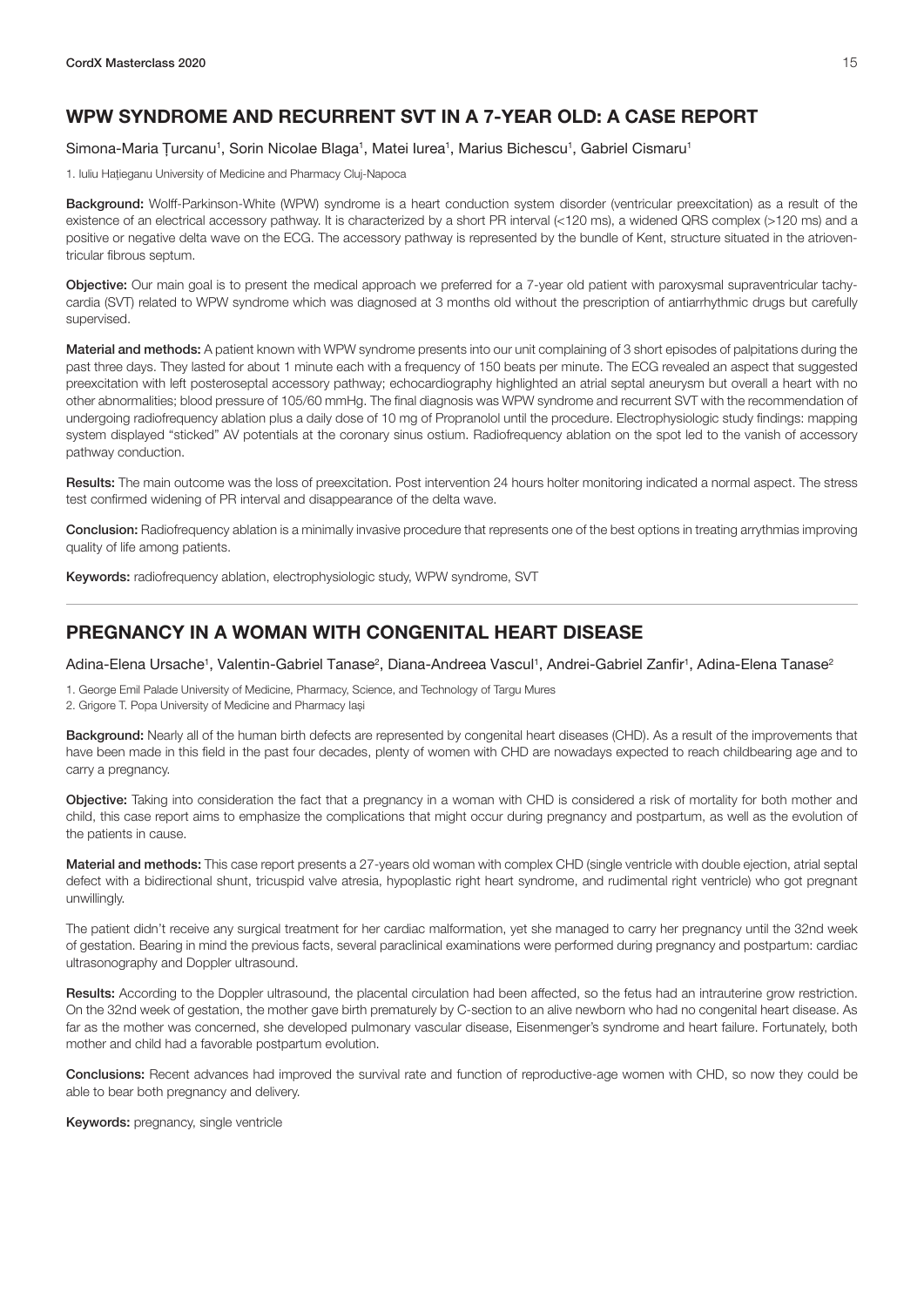## WPW SYNDROME AND RECURRENT SVT IN A 7-YEAR OLD: A CASE REPORT

Simona-Maria Țurcanu[1], Sorin Nicolae Blaga[1], Matei Iurea[1], Marius Bichescu[1], Gabriel Cismaru[1]

1. Iuliu Hațieganu University of Medicine and Pharmacy Cluj-Napoca

**Background:** Wolff-Parkinson-White (WPW) syndrome is a heart conduction system disorder (ventricular preexcitation) as a result of the existence of an electrical accessory pathway. It is characterized by a short PR interval (<120 ms), a widened QRS complex (>120 ms) and a positive or negative delta wave on the ECG. The accessory pathway is represented by the bundle of Kent, structure situated in the atrioventricular fibrous septum.

**Objective:** Our main goal is to present the medical approach we preferred for a 7-year old patient with paroxysmal supraventricular tachycardia (SVT) related to WPW syndrome which was diagnosed at 3 months old without the prescription of antiarrhythmic drugs but carefully supervised.

**Material and methods:** A patient known with WPW syndrome presents into our unit complaining of 3 short episodes of palpitations during the past three days. They lasted for about 1 minute each with a frequency of 150 beats per minute. The ECG revealed an aspect that suggested preexcitation with left posteroseptal accessory pathway; echocardiography highlighted an atrial septal aneurysm but overall a heart with no other abnormalities; blood pressure of 105/60 mmHg. The final diagnosis was WPW syndrome and recurrent SVT with the recommendation of undergoing radiofrequency ablation plus a daily dose of 10 mg of Propranolol until the procedure. Electrophysiologic study findings: mapping system displayed "sticked" AV potentials at the coronary sinus ostium. Radiofrequency ablation on the spot led to the vanish of accessory pathway conduction.

**Results:** The main outcome was the loss of preexcitation. Post intervention 24 hours holter monitoring indicated a normal aspect. The stress test confirmed widening of PR interval and disappearance of the delta wave.

**Conclusion:** Radiofrequency ablation is a minimally invasive procedure that represents one of the best options in treating arrythmias improving quality of life among patients.

**Keywords:** radiofrequency ablation, electrophysiologic study, WPW syndrome, SVT

---

## PREGNANCY IN A WOMAN WITH CONGENITAL HEART DISEASE

Adina-Elena Ursache[1], Valentin-Gabriel Tanase[2], Diana-Andreea Vascul[1], Andrei-Gabriel Zanfir[1], Adina-Elena Tanase[2]

1. George Emil Palade University of Medicine, Pharmacy, Science, and Technology of Targu Mures
2. Grigore T. Popa University of Medicine and Pharmacy Iași

**Background:** Nearly all of the human birth defects are represented by congenital heart diseases (CHD). As a result of the improvements that have been made in this field in the past four decades, plenty of women with CHD are nowadays expected to reach childbearing age and to carry a pregnancy.

**Objective:** Taking into consideration the fact that a pregnancy in a woman with CHD is considered a risk of mortality for both mother and child, this case report aims to emphasize the complications that might occur during pregnancy and postpartum, as well as the evolution of the patients in cause.

**Material and methods:** This case report presents a 27-years old woman with complex CHD (single ventricle with double ejection, atrial septal defect with a bidirectional shunt, tricuspid valve atresia, hypoplastic right heart syndrome, and rudimental right ventricle) who got pregnant unwillingly.

The patient didn't receive any surgical treatment for her cardiac malformation, yet she managed to carry her pregnancy until the 32nd week of gestation. Bearing in mind the previous facts, several paraclinical examinations were performed during pregnancy and postpartum: cardiac ultrasonography and Doppler ultrasound.

**Results:** According to the Doppler ultrasound, the placental circulation had been affected, so the fetus had an intrauterine grow restriction. On the 32nd week of gestation, the mother gave birth prematurely by C-section to an alive newborn who had no congenital heart disease. As far as the mother was concerned, she developed pulmonary vascular disease, Eisenmenger's syndrome and heart failure. Fortunately, both mother and child had a favorable postpartum evolution.

**Conclusions:** Recent advances had improved the survival rate and function of reproductive-age women with CHD, so now they could be able to bear both pregnancy and delivery.

**Keywords:** pregnancy, single ventricle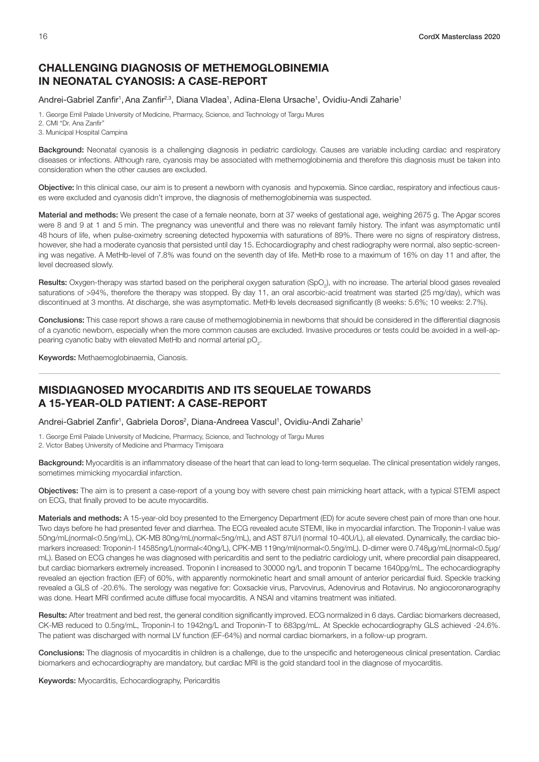## CHALLENGING DIAGNOSIS OF METHEMOGLOBINEMIA IN NEONATAL CYANOSIS: A CASE-REPORT

Andrei-Gabriel Zanfir[1], Ana Zanfir[2,3], Diana Vladea[1], Adina-Elena Ursache[1], Ovidiu-Andi Zaharie[1]

1. George Emil Palade University of Medicine, Pharmacy, Science, and Technology of Targu Mures
2. CMI "Dr. Ana Zanfir"
3. Municipal Hospital Campina

**Background:** Neonatal cyanosis is a challenging diagnosis in pediatric cardiology. Causes are variable including cardiac and respiratory diseases or infections. Although rare, cyanosis may be associated with methemoglobinemia and therefore this diagnosis must be taken into consideration when the other causes are excluded.

**Objective:** In this clinical case, our aim is to present a newborn with cyanosis and hypoxemia. Since cardiac, respiratory and infectious causes were excluded and cyanosis didn't improve, the diagnosis of methemoglobinemia was suspected.

**Material and methods:** We present the case of a female neonate, born at 37 weeks of gestational age, weighing 2675 g. The Apgar scores were 8 and 9 at 1 and 5 min. The pregnancy was uneventful and there was no relevant family history. The infant was asymptomatic until 48 hours of life, when pulse-oximetry screening detected hypoxemia with saturations of 89%. There were no signs of respiratory distress, however, she had a moderate cyanosis that persisted until day 15. Echocardiography and chest radiography were normal, also septic-screening was negative. A MetHb-level of 7.8% was found on the seventh day of life. MetHb rose to a maximum of 16% on day 11 and after, the level decreased slowly.

**Results:** Oxygen-therapy was started based on the peripheral oxygen saturation ($SpO_2$), with no increase. The arterial blood gases revealed saturations of >94%, therefore the therapy was stopped. By day 11, an oral ascorbic-acid treatment was started (25 mg/day), which was discontinued at 3 months. At discharge, she was asymptomatic. MetHb levels decreased significantly (8 weeks: 5.6%; 10 weeks: 2.7%).

**Conclusions:** This case report shows a rare cause of methemoglobinemia in newborns that should be considered in the differential diagnosis of a cyanotic newborn, especially when the more common causes are excluded. Invasive procedures or tests could be avoided in a well-appearing cyanotic baby with elevated MetHb and normal arterial $pO_2$.

**Keywords:** Methaemoglobinaemia, Cianosis.

---

## MISDIAGNOSED MYOCARDITIS AND ITS SEQUELAE TOWARDS A 15-YEAR-OLD PATIENT: A CASE-REPORT

Andrei-Gabriel Zanfir[1], Gabriela Doros[2], Diana-Andreea Vascul[1], Ovidiu-Andi Zaharie[1]

1. George Emil Palade University of Medicine, Pharmacy, Science, and Technology of Targu Mures
2. Victor Babeș University of Medicine and Pharmacy Timișoara

**Background:** Myocarditis is an inflammatory disease of the heart that can lead to long-term sequelae. The clinical presentation widely ranges, sometimes mimicking myocardial infarction.

**Objectives:** The aim is to present a case-report of a young boy with severe chest pain mimicking heart attack, with a typical STEMI aspect on ECG, that finally proved to be acute myocarditis.

**Materials and methods:** A 15-year-old boy presented to the Emergency Department (ED) for acute severe chest pain of more than one hour. Two days before he had presented fever and diarrhea. The ECG revealed acute STEMI, like in myocardial infarction. The Troponin-I value was 50ng/mL(normal<0.5ng/mL), CK-MB 80ng/mL(normal<5ng/mL), and AST 87U/l (normal 10-40U/L), all elevated. Dynamically, the cardiac biomarkers increased: Troponin-I 14585ng/L(normal<40ng/L), CPK-MB 119ng/ml(normal<0.5ng/mL). D-dimer were 0.748µg/mL(normal<0.5µg/mL). Based on ECG changes he was diagnosed with pericarditis and sent to the pediatric cardiology unit, where precordial pain disappeared, but cardiac biomarkers extremely increased. Troponin I increased to 30000 ng/L and troponin T became 1640pg/mL. The echocardiography revealed an ejection fraction (EF) of 60%, with apparently normokinetic heart and small amount of anterior pericardial fluid. Speckle tracking revealed a GLS of -20.6%. The serology was negative for: Coxsackie virus, Parvovirus, Adenovirus and Rotavirus. No angiocoronarography was done. Heart MRI confirmed acute diffuse focal myocarditis. A NSAI and vitamins treatment was initiated.

**Results:** After treatment and bed rest, the general condition significantly improved. ECG normalized in 6 days. Cardiac biomarkers decreased, CK-MB reduced to 0.5ng/mL, Troponin-I to 1942ng/L and Troponin-T to 683pg/mL. At Speckle echocardiography GLS achieved -24.6%. The patient was discharged with normal LV function (EF-64%) and normal cardiac biomarkers, in a follow-up program.

**Conclusions:** The diagnosis of myocarditis in children is a challenge, due to the unspecific and heterogeneous clinical presentation. Cardiac biomarkers and echocardiography are mandatory, but cardiac MRI is the gold standard tool in the diagnose of myocarditis.

**Keywords:** Myocarditis, Echocardiography, Pericarditis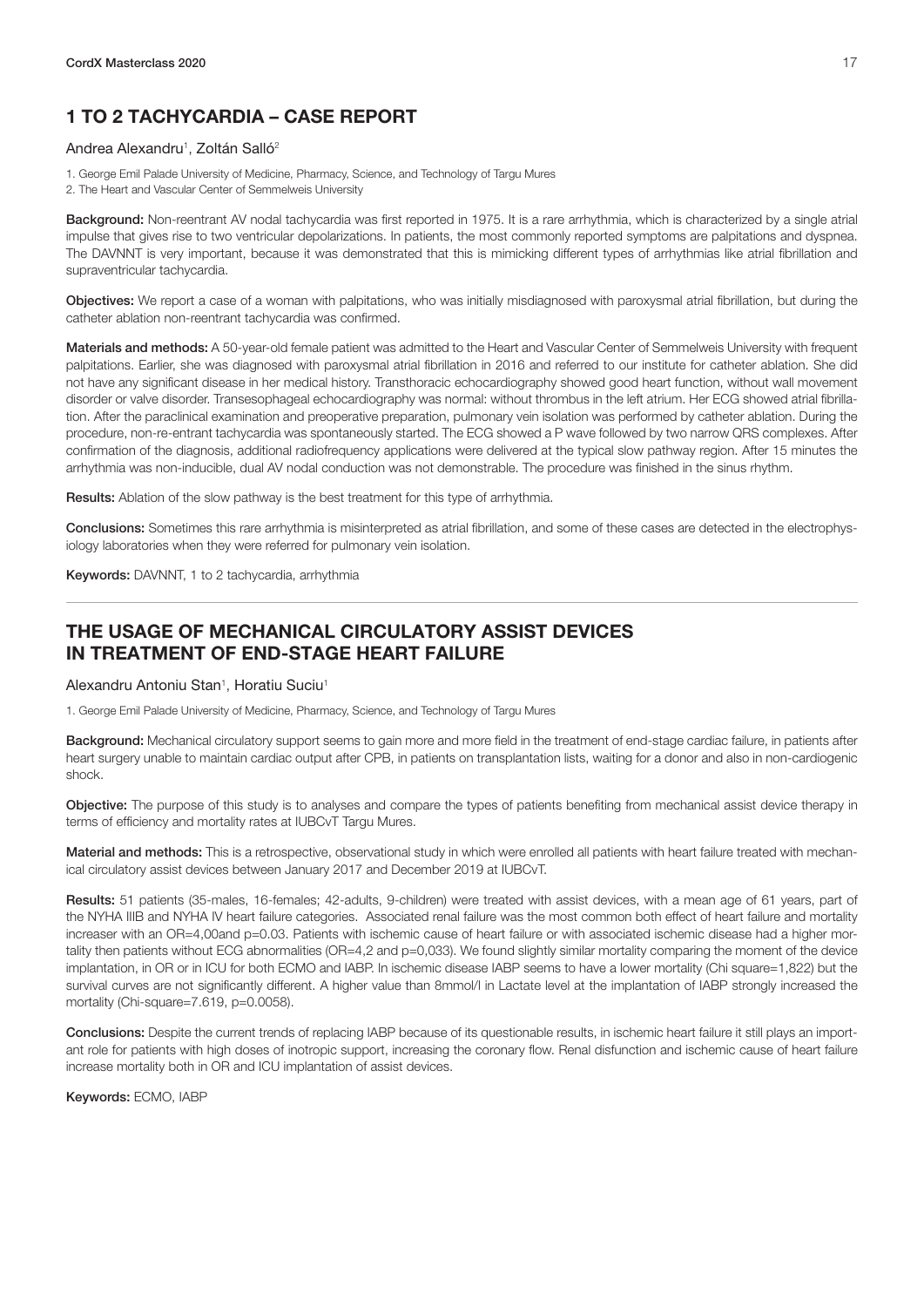## 1 TO 2 TACHYCARDIA – CASE REPORT

Andrea Alexandru[1], Zoltán Salló[2]

1. George Emil Palade University of Medicine, Pharmacy, Science, and Technology of Targu Mures
2. The Heart and Vascular Center of Semmelweis University

**Background:** Non-reentrant AV nodal tachycardia was first reported in 1975. It is a rare arrhythmia, which is characterized by a single atrial impulse that gives rise to two ventricular depolarizations. In patients, the most commonly reported symptoms are palpitations and dyspnea. The DAVNNT is very important, because it was demonstrated that this is mimicking different types of arrhythmias like atrial fibrillation and supraventricular tachycardia.

**Objectives:** We report a case of a woman with palpitations, who was initially misdiagnosed with paroxysmal atrial fibrillation, but during the catheter ablation non-reentrant tachycardia was confirmed.

**Materials and methods:** A 50-year-old female patient was admitted to the Heart and Vascular Center of Semmelweis University with frequent palpitations. Earlier, she was diagnosed with paroxysmal atrial fibrillation in 2016 and referred to our institute for catheter ablation. She did not have any significant disease in her medical history. Transthoracic echocardiography showed good heart function, without wall movement disorder or valve disorder. Transesophageal echocardiography was normal: without thrombus in the left atrium. Her ECG showed atrial fibrillation. After the paraclinical examination and preoperative preparation, pulmonary vein isolation was performed by catheter ablation. During the procedure, non-re-entrant tachycardia was spontaneously started. The ECG showed a P wave followed by two narrow QRS complexes. After confirmation of the diagnosis, additional radiofrequency applications were delivered at the typical slow pathway region. After 15 minutes the arrhythmia was non-inducible, dual AV nodal conduction was not demonstrable. The procedure was finished in the sinus rhythm.

**Results:** Ablation of the slow pathway is the best treatment for this type of arrhythmia.

**Conclusions:** Sometimes this rare arrhythmia is misinterpreted as atrial fibrillation, and some of these cases are detected in the electrophysiology laboratories when they were referred for pulmonary vein isolation.

**Keywords:** DAVNNT, 1 to 2 tachycardia, arrhythmia

---

## THE USAGE OF MECHANICAL CIRCULATORY ASSIST DEVICES IN TREATMENT OF END-STAGE HEART FAILURE

Alexandru Antoniu Stan[1], Horatiu Suciu[1]

1. George Emil Palade University of Medicine, Pharmacy, Science, and Technology of Targu Mures

**Background:** Mechanical circulatory support seems to gain more and more field in the treatment of end-stage cardiac failure, in patients after heart surgery unable to maintain cardiac output after CPB, in patients on transplantation lists, waiting for a donor and also in non-cardiogenic shock.

**Objective:** The purpose of this study is to analyses and compare the types of patients benefiting from mechanical assist device therapy in terms of efficiency and mortality rates at IUBCvT Targu Mures.

**Material and methods:** This is a retrospective, observational study in which were enrolled all patients with heart failure treated with mechanical circulatory assist devices between January 2017 and December 2019 at IUBCvT.

**Results:** 51 patients (35-males, 16-females; 42-adults, 9-children) were treated with assist devices, with a mean age of 61 years, part of the NYHA IIIB and NYHA IV heart failure categories. Associated renal failure was the most common both effect of heart failure and mortality increaser with an OR=4,00and p=0.03. Patients with ischemic cause of heart failure or with associated ischemic disease had a higher mortality then patients without ECG abnormalities (OR=4,2 and p=0,033). We found slightly similar mortality comparing the moment of the device implantation, in OR or in ICU for both ECMO and IABP. In ischemic disease IABP seems to have a lower mortality (Chi square=1,822) but the survival curves are not significantly different. A higher value than 8mmol/l in Lactate level at the implantation of IABP strongly increased the mortality (Chi-square=7.619, p=0.0058).

**Conclusions:** Despite the current trends of replacing IABP because of its questionable results, in ischemic heart failure it still plays an important role for patients with high doses of inotropic support, increasing the coronary flow. Renal disfunction and ischemic cause of heart failure increase mortality both in OR and ICU implantation of assist devices.

**Keywords:** ECMO, IABP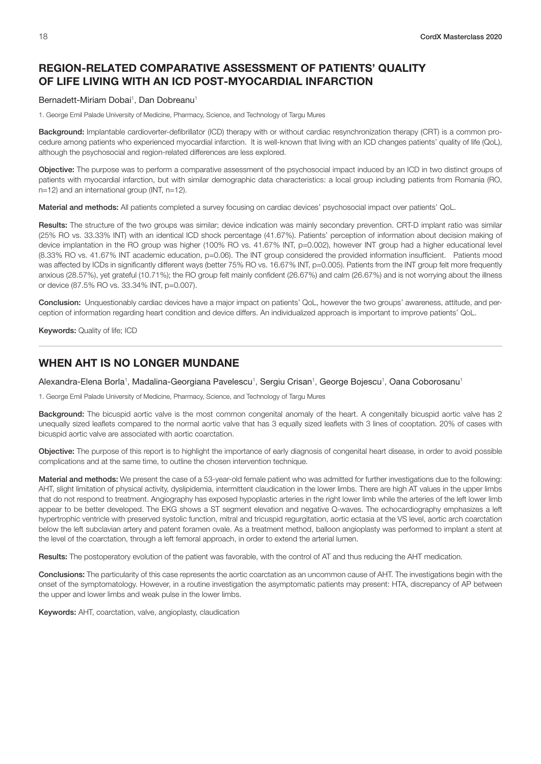## REGION-RELATED COMPARATIVE ASSESSMENT OF PATIENTS' QUALITY OF LIFE LIVING WITH AN ICD POST-MYOCARDIAL INFARCTION

Bernadett-Miriam Dobai[1], Dan Dobreanu[1]

1. George Emil Palade University of Medicine, Pharmacy, Science, and Technology of Targu Mures

**Background:** Implantable cardioverter-defibrillator (ICD) therapy with or without cardiac resynchronization therapy (CRT) is a common procedure among patients who experienced myocardial infarction. It is well-known that living with an ICD changes patients' quality of life (QoL), although the psychosocial and region-related differences are less explored.

**Objective:** The purpose was to perform a comparative assessment of the psychosocial impact induced by an ICD in two distinct groups of patients with myocardial infarction, but with similar demographic data characteristics: a local group including patients from Romania (RO, n=12) and an international group (INT, n=12).

**Material and methods:** All patients completed a survey focusing on cardiac devices' psychosocial impact over patients' QoL.

**Results:** The structure of the two groups was similar; device indication was mainly secondary prevention. CRT-D implant ratio was similar (25% RO vs. 33.33% INT) with an identical ICD shock percentage (41.67%). Patients' perception of information about decision making of device implantation in the RO group was higher (100% RO vs. 41.67% INT, p=0.002), however INT group had a higher educational level (8.33% RO vs. 41.67% INT academic education, p=0.06). The INT group considered the provided information insufficient. Patients mood was affected by ICDs in significantly different ways (better 75% RO vs. 16.67% INT, p=0.005). Patients from the INT group felt more frequently anxious (28.57%), yet grateful (10.71%); the RO group felt mainly confident (26.67%) and calm (26.67%) and is not worrying about the illness or device (87.5% RO vs. 33.34% INT, p=0.007).

**Conclusion:** Unquestionably cardiac devices have a major impact on patients' QoL, however the two groups' awareness, attitude, and perception of information regarding heart condition and device differs. An individualized approach is important to improve patients' QoL.

**Keywords:** Quality of life; ICD

---

## WHEN AHT IS NO LONGER MUNDANE

Alexandra-Elena Borla[1], Madalina-Georgiana Pavelescu[1], Sergiu Crisan[1], George Bojescu[1], Oana Coborosanu[1]

1. George Emil Palade University of Medicine, Pharmacy, Science, and Technology of Targu Mures

**Background:** The bicuspid aortic valve is the most common congenital anomaly of the heart. A congenitally bicuspid aortic valve has 2 unequally sized leaflets compared to the normal aortic valve that has 3 equally sized leaflets with 3 lines of cooptation. 20% of cases with bicuspid aortic valve are associated with aortic coarctation.

**Objective:** The purpose of this report is to highlight the importance of early diagnosis of congenital heart disease, in order to avoid possible complications and at the same time, to outline the chosen intervention technique.

**Material and methods:** We present the case of a 53-year-old female patient who was admitted for further investigations due to the following: AHT, slight limitation of physical activity, dyslipidemia, intermittent claudication in the lower limbs. There are high AT values in the upper limbs that do not respond to treatment. Angiography has exposed hypoplastic arteries in the right lower limb while the arteries of the left lower limb appear to be better developed. The EKG shows a ST segment elevation and negative Q-waves. The echocardiography emphasizes a left hypertrophic ventricle with preserved systolic function, mitral and tricuspid regurgitation, aortic ectasia at the VS level, aortic arch coarctation below the left subclavian artery and patent foramen ovale. As a treatment method, balloon angioplasty was performed to implant a stent at the level of the coarctation, through a left femoral approach, in order to extend the arterial lumen.

**Results:** The postoperative evolution of the patient was favorable, with the control of AT and thus reducing the AHT medication.

**Conclusions:** The particularity of this case represents the aortic coarctation as an uncommon cause of AHT. The investigations begin with the onset of the symptomatology. However, in a routine investigation the asymptomatic patients may present: HTA, discrepancy of AP between the upper and lower limbs and weak pulse in the lower limbs.

**Keywords:** AHT, coarctation, valve, angioplasty, claudication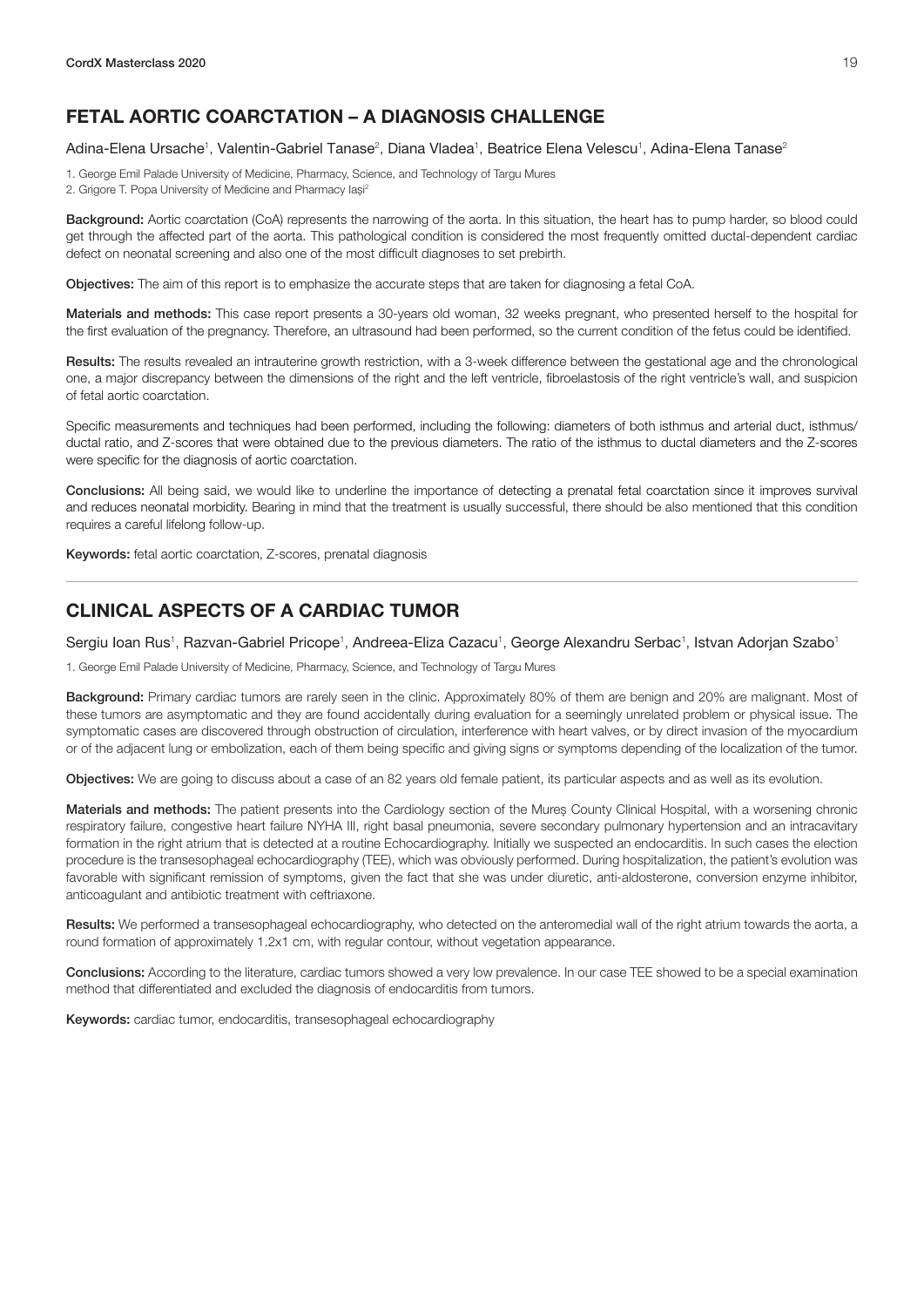## FETAL AORTIC COARCTATION – A DIAGNOSIS CHALLENGE

Adina-Elena Ursache[1], Valentin-Gabriel Tanase[2], Diana Vladea[1], Beatrice Elena Velescu[1], Adina-Elena Tanase[2]

1. George Emil Palade University of Medicine, Pharmacy, Science, and Technology of Targu Mures
2. Grigore T. Popa University of Medicine and Pharmacy Iași[2]

**Background:** Aortic coarctation (CoA) represents the narrowing of the aorta. In this situation, the heart has to pump harder, so blood could get through the affected part of the aorta. This pathological condition is considered the most frequently omitted ductal-dependent cardiac defect on neonatal screening and also one of the most difficult diagnoses to set prebirth.

**Objectives:** The aim of this report is to emphasize the accurate steps that are taken for diagnosing a fetal CoA.

**Materials and methods:** This case report presents a 30-years old woman, 32 weeks pregnant, who presented herself to the hospital for the first evaluation of the pregnancy. Therefore, an ultrasound had been performed, so the current condition of the fetus could be identified.

**Results:** The results revealed an intrauterine growth restriction, with a 3-week difference between the gestational age and the chronological one, a major discrepancy between the dimensions of the right and the left ventricle, fibroelastosis of the right ventricle's wall, and suspicion of fetal aortic coarctation.

Specific measurements and techniques had been performed, including the following: diameters of both isthmus and arterial duct, isthmus/ductal ratio, and Z-scores that were obtained due to the previous diameters. The ratio of the isthmus to ductal diameters and the Z-scores were specific for the diagnosis of aortic coarctation.

**Conclusions:** All being said, we would like to underline the importance of detecting a prenatal fetal coarctation since it improves survival and reduces neonatal morbidity. Bearing in mind that the treatment is usually successful, there should be also mentioned that this condition requires a careful lifelong follow-up.

**Keywords:** fetal aortic coarctation, Z-scores, prenatal diagnosis

---

## CLINICAL ASPECTS OF A CARDIAC TUMOR

Sergiu Ioan Rus[1], Razvan-Gabriel Pricope[1], Andreea-Eliza Cazacu[1], George Alexandru Serbac[1], Istvan Adorjan Szabo[1]

1. George Emil Palade University of Medicine, Pharmacy, Science, and Technology of Targu Mures

**Background:** Primary cardiac tumors are rarely seen in the clinic. Approximately 80% of them are benign and 20% are malignant. Most of these tumors are asymptomatic and they are found accidentally during evaluation for a seemingly unrelated problem or physical issue. The symptomatic cases are discovered through obstruction of circulation, interference with heart valves, or by direct invasion of the myocardium or of the adjacent lung or embolization, each of them being specific and giving signs or symptoms depending of the localization of the tumor.

**Objectives:** We are going to discuss about a case of an 82 years old female patient, its particular aspects and as well as its evolution.

**Materials and methods:** The patient presents into the Cardiology section of the Mureș County Clinical Hospital, with a worsening chronic respiratory failure, congestive heart failure NYHA III, right basal pneumonia, severe secondary pulmonary hypertension and an intracavitary formation in the right atrium that is detected at a routine Echocardiography. Initially we suspected an endocarditis. In such cases the election procedure is the transesophageal echocardiography (TEE), which was obviously performed. During hospitalization, the patient's evolution was favorable with significant remission of symptoms, given the fact that she was under diuretic, anti-aldosterone, conversion enzyme inhibitor, anticoagulant and antibiotic treatment with ceftriaxone.

**Results:** We performed a transesophageal echocardiography, who detected on the anteromedial wall of the right atrium towards the aorta, a round formation of approximately 1.2x1 cm, with regular contour, without vegetation appearance.

**Conclusions:** According to the literature, cardiac tumors showed a very low prevalence. In our case TEE showed to be a special examination method that differentiated and excluded the diagnosis of endocarditis from tumors.

**Keywords:** cardiac tumor, endocarditis, transesophageal echocardiography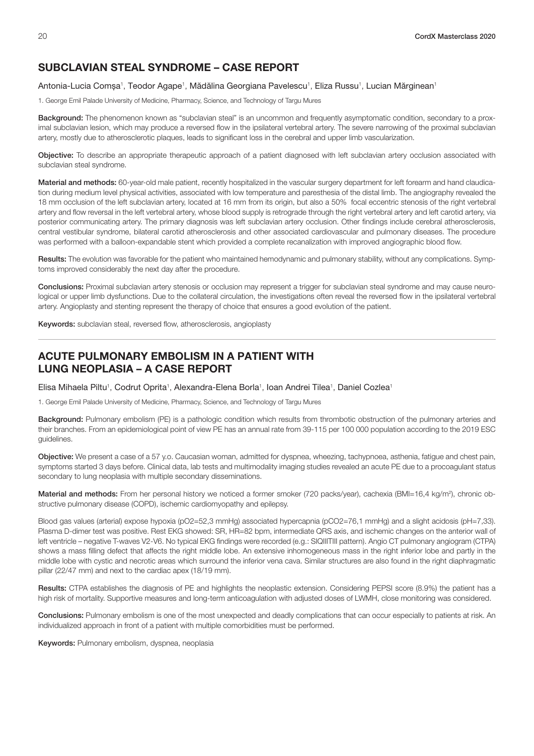## SUBCLAVIAN STEAL SYNDROME – CASE REPORT

Antonia-Lucia Comșa[1], Teodor Agape[1], Mădălina Georgiana Pavelescu[1], Eliza Russu[1], Lucian Mărginean[1]

1. George Emil Palade University of Medicine, Pharmacy, Science, and Technology of Targu Mures

**Background:** The phenomenon known as "subclavian steal" is an uncommon and frequently asymptomatic condition, secondary to a proximal subclavian lesion, which may produce a reversed flow in the ipsilateral vertebral artery. The severe narrowing of the proximal subclavian artery, mostly due to atherosclerotic plaques, leads to significant loss in the cerebral and upper limb vascularization.

**Objective:** To describe an appropriate therapeutic approach of a patient diagnosed with left subclavian artery occlusion associated with subclavian steal syndrome.

**Material and methods:** 60-year-old male patient, recently hospitalized in the vascular surgery department for left forearm and hand claudication during medium level physical activities, associated with low temperature and paresthesia of the distal limb. The angiography revealed the 18 mm occlusion of the left subclavian artery, located at 16 mm from its origin, but also a 50% focal eccentric stenosis of the right vertebral artery and flow reversal in the left vertebral artery, whose blood supply is retrograde through the right vertebral artery and left carotid artery, via posterior communicating artery. The primary diagnosis was left subclavian artery occlusion. Other findings include cerebral atherosclerosis, central vestibular syndrome, bilateral carotid atherosclerosis and other associated cardiovascular and pulmonary diseases. The procedure was performed with a balloon-expandable stent which provided a complete recanalization with improved angiographic blood flow.

**Results:** The evolution was favorable for the patient who maintained hemodynamic and pulmonary stability, without any complications. Symptoms improved considerably the next day after the procedure.

**Conclusions:** Proximal subclavian artery stenosis or occlusion may represent a trigger for subclavian steal syndrome and may cause neurological or upper limb dysfunctions. Due to the collateral circulation, the investigations often reveal the reversed flow in the ipsilateral vertebral artery. Angioplasty and stenting represent the therapy of choice that ensures a good evolution of the patient.

**Keywords:** subclavian steal, reversed flow, atherosclerosis, angioplasty

---

## ACUTE PULMONARY EMBOLISM IN A PATIENT WITH LUNG NEOPLASIA – A CASE REPORT

Elisa Mihaela Piltu[1], Codrut Oprita[1], Alexandra-Elena Borla[1], Ioan Andrei Tilea[1], Daniel Cozlea[1]

1. George Emil Palade University of Medicine, Pharmacy, Science, and Technology of Targu Mures

**Background:** Pulmonary embolism (PE) is a pathologic condition which results from thrombotic obstruction of the pulmonary arteries and their branches. From an epidemiological point of view PE has an annual rate from 39-115 per 100 000 population according to the 2019 ESC guidelines.

**Objective:** We present a case of a 57 y.o. Caucasian woman, admitted for dyspnea, wheezing, tachypnoea, asthenia, fatigue and chest pain, symptoms started 3 days before. Clinical data, lab tests and multimodality imaging studies revealed an acute PE due to a procoagulant status secondary to lung neoplasia with multiple secondary disseminations.

**Material and methods:** From her personal history we noticed a former smoker (720 packs/year), cachexia (BMI=16,4 kg/m$^2$), chronic obstructive pulmonary disease (COPD), ischemic cardiomyopathy and epilepsy.

Blood gas values (arterial) expose hypoxia ($pO_2$=52,3 mmHg) associated hypercapnia ($pCO_2$=76,1 mmHg) and a slight acidosis (pH=7,33). Plasma D-dimer test was positive. Rest EKG showed: SR, HR=82 bpm, intermediate QRS axis, and ischemic changes on the anterior wall of left ventricle – negative T-waves V2-V6. No typical EKG findings were recorded (e.g.: SIQIIITIII pattern). Angio CT pulmonary angiogram (CTPA) shows a mass filling defect that affects the right middle lobe. An extensive inhomogeneous mass in the right inferior lobe and partly in the middle lobe with cystic and necrotic areas which surround the inferior vena cava. Similar structures are also found in the right diaphragmatic pillar (22/47 mm) and next to the cardiac apex (18/19 mm).

**Results:** CTPA establishes the diagnosis of PE and highlights the neoplastic extension. Considering PEPSI score (8.9%) the patient has a high risk of mortality. Supportive measures and long-term anticoagulation with adjusted doses of LWMH, close monitoring was considered.

**Conclusions:** Pulmonary embolism is one of the most unexpected and deadly complications that can occur especially to patients at risk. An individualized approach in front of a patient with multiple comorbidities must be performed.

**Keywords:** Pulmonary embolism, dyspnea, neoplasia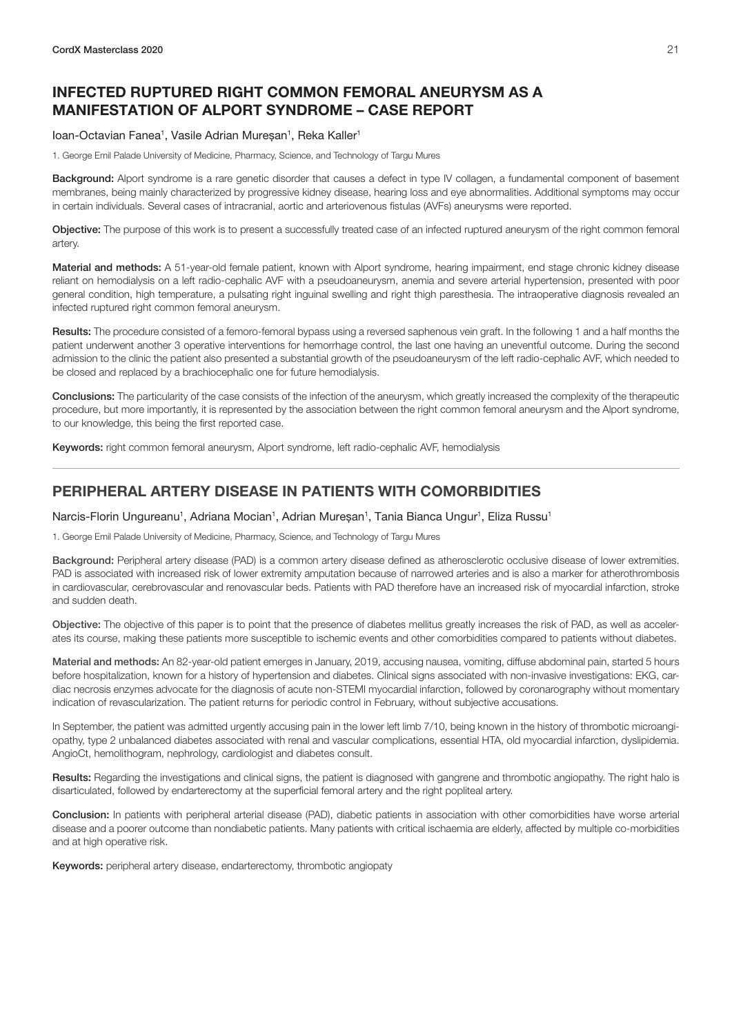## INFECTED RUPTURED RIGHT COMMON FEMORAL ANEURYSM AS A MANIFESTATION OF ALPORT SYNDROME – CASE REPORT

Ioan-Octavian Fanea[1], Vasile Adrian Mureșan[1], Reka Kaller[1]

1. George Emil Palade University of Medicine, Pharmacy, Science, and Technology of Targu Mures

**Background:** Alport syndrome is a rare genetic disorder that causes a defect in type IV collagen, a fundamental component of basement membranes, being mainly characterized by progressive kidney disease, hearing loss and eye abnormalities. Additional symptoms may occur in certain individuals. Several cases of intracranial, aortic and arteriovenous fistulas (AVFs) aneurysms were reported.

**Objective:** The purpose of this work is to present a successfully treated case of an infected ruptured aneurysm of the right common femoral artery.

**Material and methods:** A 51-year-old female patient, known with Alport syndrome, hearing impairment, end stage chronic kidney disease reliant on hemodialysis on a left radio-cephalic AVF with a pseudoaneurysm, anemia and severe arterial hypertension, presented with poor general condition, high temperature, a pulsating right inguinal swelling and right thigh paresthesia. The intraoperative diagnosis revealed an infected ruptured right common femoral aneurysm.

**Results:** The procedure consisted of a femoro-femoral bypass using a reversed saphenous vein graft. In the following 1 and a half months the patient underwent another 3 operative interventions for hemorrhage control, the last one having an uneventful outcome. During the second admission to the clinic the patient also presented a substantial growth of the pseudoaneurysm of the left radio-cephalic AVF, which needed to be closed and replaced by a brachiocephalic one for future hemodialysis.

**Conclusions:** The particularity of the case consists of the infection of the aneurysm, which greatly increased the complexity of the therapeutic procedure, but more importantly, it is represented by the association between the right common femoral aneurysm and the Alport syndrome, to our knowledge, this being the first reported case.

**Keywords:** right common femoral aneurysm, Alport syndrome, left radio-cephalic AVF, hemodialysis

---

## PERIPHERAL ARTERY DISEASE IN PATIENTS WITH COMORBIDITIES

Narcis-Florin Ungureanu[1], Adriana Mocian[1], Adrian Mureșan[1], Tania Bianca Ungur[1], Eliza Russu[1]

1. George Emil Palade University of Medicine, Pharmacy, Science, and Technology of Targu Mures

**Background:** Peripheral artery disease (PAD) is a common artery disease defined as atherosclerotic occlusive disease of lower extremities. PAD is associated with increased risk of lower extremity amputation because of narrowed arteries and is also a marker for atherothrombosis in cardiovascular, cerebrovascular and renovascular beds. Patients with PAD therefore have an increased risk of myocardial infarction, stroke and sudden death.

**Objective:** The objective of this paper is to point that the presence of diabetes mellitus greatly increases the risk of PAD, as well as accelerates its course, making these patients more susceptible to ischemic events and other comorbidities compared to patients without diabetes.

**Material and methods:** An 82-year-old patient emerges in January, 2019, accusing nausea, vomiting, diffuse abdominal pain, started 5 hours before hospitalization, known for a history of hypertension and diabetes. Clinical signs associated with non-invasive investigations: EKG, cardiac necrosis enzymes advocate for the diagnosis of acute non-STEMI myocardial infarction, followed by coronarography without momentary indication of revascularization. The patient returns for periodic control in February, without subjective accusations.

In September, the patient was admitted urgently accusing pain in the lower left limb 7/10, being known in the history of thrombotic microangiopathy, type 2 unbalanced diabetes associated with renal and vascular complications, essential HTA, old myocardial infarction, dyslipidemia. AngioCt, hemolithogram, nephrology, cardiologist and diabetes consult.

**Results:** Regarding the investigations and clinical signs, the patient is diagnosed with gangrene and thrombotic angiopathy. The right halo is disarticulated, followed by endarterectomy at the superficial femoral artery and the right popliteal artery.

**Conclusion:** In patients with peripheral arterial disease (PAD), diabetic patients in association with other comorbidities have worse arterial disease and a poorer outcome than nondiabetic patients. Many patients with critical ischaemia are elderly, affected by multiple co-morbidities and at high operative risk.

**Keywords:** peripheral artery disease, endarterectomy, thrombotic angiopaty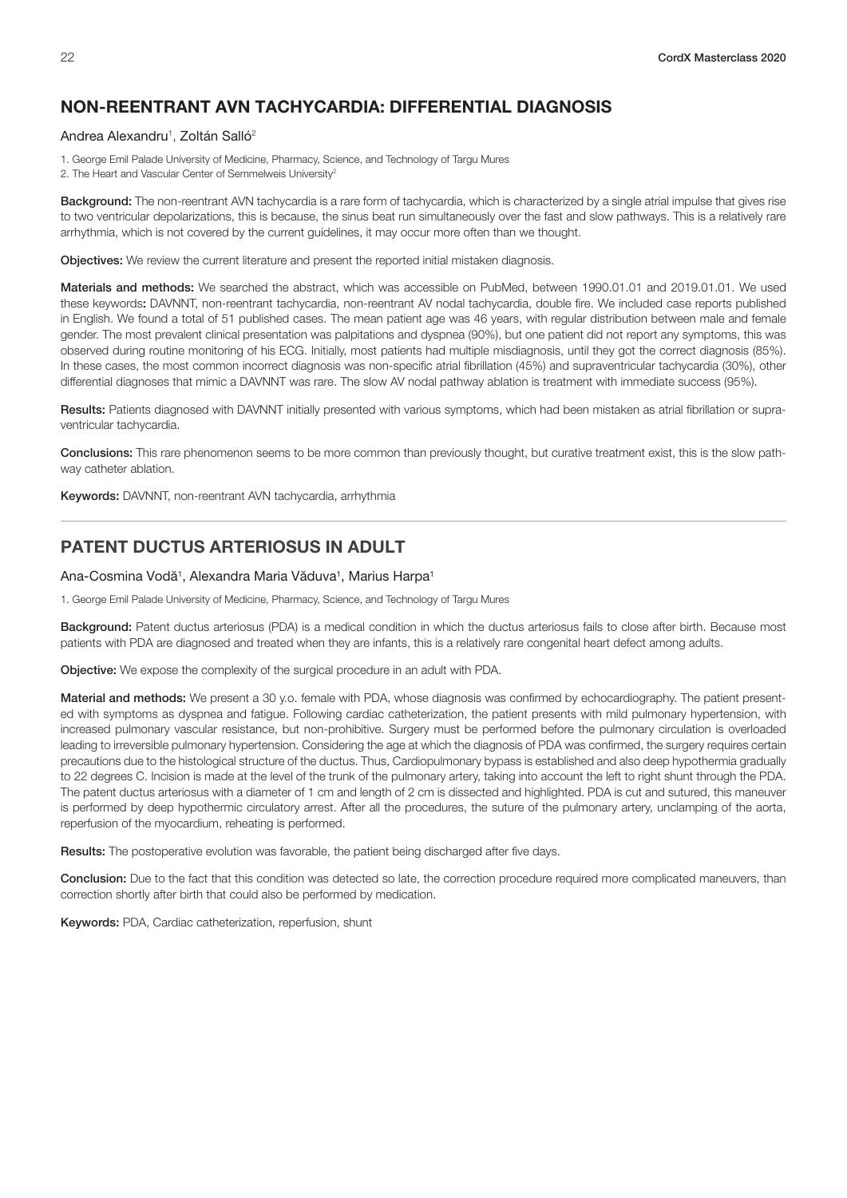## NON-REENTRANT AVN TACHYCARDIA: DIFFERENTIAL DIAGNOSIS

Andrea Alexandru[1], Zoltán Salló[2]

1. George Emil Palade University of Medicine, Pharmacy, Science, and Technology of Targu Mures
2. The Heart and Vascular Center of Semmelweis University[2]

**Background:** The non-reentrant AVN tachycardia is a rare form of tachycardia, which is characterized by a single atrial impulse that gives rise to two ventricular depolarizations, this is because, the sinus beat run simultaneously over the fast and slow pathways. This is a relatively rare arrhythmia, which is not covered by the current guidelines, it may occur more often than we thought.

**Objectives:** We review the current literature and present the reported initial mistaken diagnosis.

**Materials and methods:** We searched the abstract, which was accessible on PubMed, between 1990.01.01 and 2019.01.01. We used these keywords**:** DAVNNT, non-reentrant tachycardia, non-reentrant AV nodal tachycardia, double fire. We included case reports published in English. We found a total of 51 published cases. The mean patient age was 46 years, with regular distribution between male and female gender. The most prevalent clinical presentation was palpitations and dyspnea (90%), but one patient did not report any symptoms, this was observed during routine monitoring of his ECG. Initially, most patients had multiple misdiagnosis, until they got the correct diagnosis (85%). In these cases, the most common incorrect diagnosis was non-specific atrial fibrillation (45%) and supraventricular tachycardia (30%), other differential diagnoses that mimic a DAVNNT was rare. The slow AV nodal pathway ablation is treatment with immediate success (95%).

**Results:** Patients diagnosed with DAVNNT initially presented with various symptoms, which had been mistaken as atrial fibrillation or supraventricular tachycardia.

**Conclusions:** This rare phenomenon seems to be more common than previously thought, but curative treatment exist, this is the slow pathway catheter ablation.

**Keywords:** DAVNNT, non-reentrant AVN tachycardia, arrhythmia

---

## PATENT DUCTUS ARTERIOSUS IN ADULT

Ana-Cosmina Vodă[1], Alexandra Maria Văduva[1], Marius Harpa[1]

1. George Emil Palade University of Medicine, Pharmacy, Science, and Technology of Targu Mures

**Background:** Patent ductus arteriosus (PDA) is a medical condition in which the ductus arteriosus fails to close after birth. Because most patients with PDA are diagnosed and treated when they are infants, this is a relatively rare congenital heart defect among adults.

**Objective:** We expose the complexity of the surgical procedure in an adult with PDA.

**Material and methods:** We present a 30 y.o. female with PDA, whose diagnosis was confirmed by echocardiography. The patient presented with symptoms as dyspnea and fatigue. Following cardiac catheterization, the patient presents with mild pulmonary hypertension, with increased pulmonary vascular resistance, but non-prohibitive. Surgery must be performed before the pulmonary circulation is overloaded leading to irreversible pulmonary hypertension. Considering the age at which the diagnosis of PDA was confirmed, the surgery requires certain precautions due to the histological structure of the ductus. Thus, Cardiopulmonary bypass is established and also deep hypothermia gradually to 22 degrees C. Incision is made at the level of the trunk of the pulmonary artery, taking into account the left to right shunt through the PDA. The patent ductus arteriosus with a diameter of 1 cm and length of 2 cm is dissected and highlighted. PDA is cut and sutured, this maneuver is performed by deep hypothermic circulatory arrest. After all the procedures, the suture of the pulmonary artery, unclamping of the aorta, reperfusion of the myocardium, reheating is performed.

**Results:** The postoperative evolution was favorable, the patient being discharged after five days.

**Conclusion:** Due to the fact that this condition was detected so late, the correction procedure required more complicated maneuvers, than correction shortly after birth that could also be performed by medication.

**Keywords:** PDA, Cardiac catheterization, reperfusion, shunt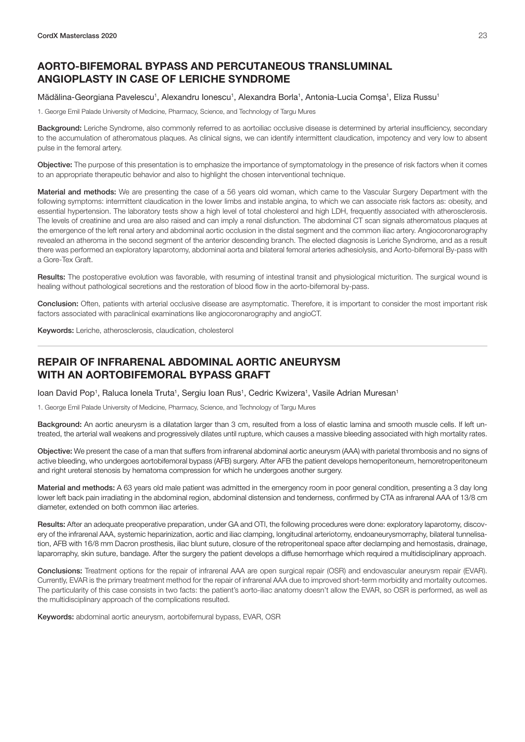## AORTO-BIFEMORAL BYPASS AND PERCUTANEOUS TRANSLUMINAL ANGIOPLASTY IN CASE OF LERICHE SYNDROME

Mădălina-Georgiana Pavelescu[1], Alexandru Ionescu[1], Alexandra Borla[1], Antonia-Lucia Comșa[1], Eliza Russu[1]

1. George Emil Palade University of Medicine, Pharmacy, Science, and Technology of Targu Mures

**Background:** Leriche Syndrome, also commonly referred to as aortoiliac occlusive disease is determined by arterial insufficiency, secondary to the accumulation of atheromatous plaques. As clinical signs, we can identify intermittent claudication, impotency and very low to absent pulse in the femoral artery.

**Objective:** The purpose of this presentation is to emphasize the importance of symptomatology in the presence of risk factors when it comes to an appropriate therapeutic behavior and also to highlight the chosen interventional technique.

**Material and methods:** We are presenting the case of a 56 years old woman, which came to the Vascular Surgery Department with the following symptoms: intermittent claudication in the lower limbs and instable angina, to which we can associate risk factors as: obesity, and essential hypertension. The laboratory tests show a high level of total cholesterol and high LDH, frequently associated with atherosclerosis. The levels of creatinine and urea are also raised and can imply a renal disfunction. The abdominal CT scan signals atheromatous plaques at the emergence of the left renal artery and abdominal aortic occlusion in the distal segment and the common iliac artery. Angiocoronarography revealed an atheroma in the second segment of the anterior descending branch. The elected diagnosis is Leriche Syndrome, and as a result there was performed an exploratory laparotomy, abdominal aorta and bilateral femoral arteries adhesiolysis, and Aorto-bifemoral By-pass with a Gore-Tex Graft.

**Results:** The postoperative evolution was favorable, with resuming of intestinal transit and physiological micturition. The surgical wound is healing without pathological secretions and the restoration of blood flow in the aorto-bifemoral by-pass.

**Conclusion:** Often, patients with arterial occlusive disease are asymptomatic. Therefore, it is important to consider the most important risk factors associated with paraclinical examinations like angiocoronarography and angioCT.

**Keywords:** Leriche, atherosclerosis, claudication, cholesterol

---

## REPAIR OF INFRARENAL ABDOMINAL AORTIC ANEURYSM WITH AN AORTOBIFEMORAL BYPASS GRAFT

Ioan David Pop[1], Raluca Ionela Truta[1], Sergiu Ioan Rus[1], Cedric Kwizera[1], Vasile Adrian Muresan[1]

1. George Emil Palade University of Medicine, Pharmacy, Science, and Technology of Targu Mures

**Background:** An aortic aneurysm is a dilatation larger than 3 cm, resulted from a loss of elastic lamina and smooth muscle cells. If left untreated, the arterial wall weakens and progressively dilates until rupture, which causes a massive bleeding associated with high mortality rates.

**Objective:** We present the case of a man that suffers from infrarenal abdominal aortic aneurysm (AAA) with parietal thrombosis and no signs of active bleeding, who undergoes aortobifemoral bypass (AFB) surgery. After AFB the patient develops hemoperitoneum, hemoretroperitoneum and right ureteral stenosis by hematoma compression for which he undergoes another surgery.

**Material and methods:** A 63 years old male patient was admitted in the emergency room in poor general condition, presenting a 3 day long lower left back pain irradiating in the abdominal region, abdominal distension and tenderness, confirmed by CTA as infrarenal AAA of 13/8 cm diameter, extended on both common iliac arteries.

**Results:** After an adequate preoperative preparation, under GA and OTI, the following procedures were done: exploratory laparotomy, discovery of the infrarenal AAA, systemic heparinization, aortic and iliac clamping, longitudinal arteriotomy, endoaneurysmorraphy, bilateral tunnelisation, AFB with 16/8 mm Dacron prosthesis, iliac blunt suture, closure of the retroperitoneal space after declamping and hemostasis, drainage, laparorraphy, skin suture, bandage. After the surgery the patient develops a diffuse hemorrhage which required a multidisciplinary approach.

**Conclusions:** Treatment options for the repair of infrarenal AAA are open surgical repair (OSR) and endovascular aneurysm repair (EVAR). Currently, EVAR is the primary treatment method for the repair of infrarenal AAA due to improved short-term morbidity and mortality outcomes. The particularity of this case consists in two facts: the patient's aorto-iliac anatomy doesn't allow the EVAR, so OSR is performed, as well as the multidisciplinary approach of the complications resulted.

**Keywords:** abdominal aortic aneurysm, aortobifemural bypass, EVAR, OSR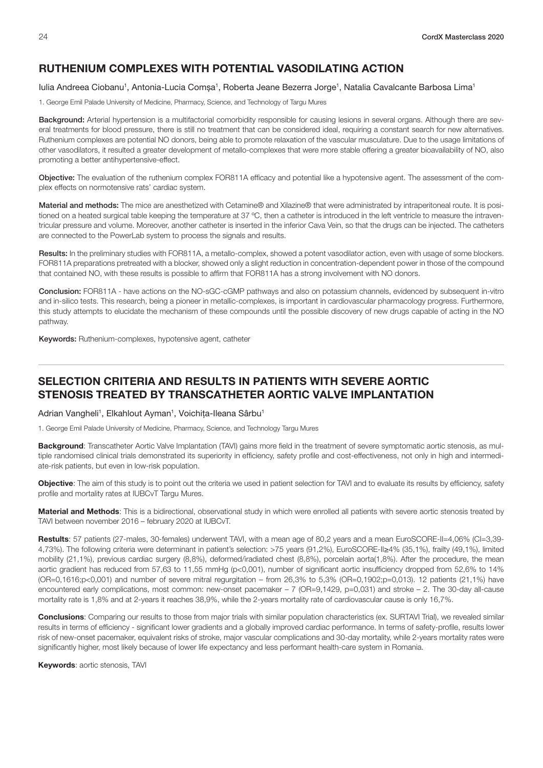## RUTHENIUM COMPLEXES WITH POTENTIAL VASODILATING ACTION

Iulia Andreea Ciobanu[1], Antonia-Lucia Comșa[1], Roberta Jeane Bezerra Jorge[1], Natalia Cavalcante Barbosa Lima[1]

1. George Emil Palade University of Medicine, Pharmacy, Science, and Technology of Targu Mures

**Background:** Arterial hypertension is a multifactorial comorbidity responsible for causing lesions in several organs. Although there are several treatments for blood pressure, there is still no treatment that can be considered ideal, requiring a constant search for new alternatives. Ruthenium complexes are potential NO donors, being able to promote relaxation of the vascular musculature. Due to the usage limitations of other vasodilators, it resulted a greater development of metallo-complexes that were more stable offering a greater bioavailability of NO, also promoting a better antihypertensive-effect.

**Objective:** The evaluation of the ruthenium complex FOR811A efficacy and potential like a hypotensive agent. The assessment of the complex effects on normotensive rats' cardiac system.

**Material and methods:** The mice are anesthetized with Cetamine® and Xilazine® that were administrated by intraperitoneal route. It is positioned on a heated surgical table keeping the temperature at 37 ºC, then a catheter is introduced in the left ventricle to measure the intraventricular pressure and volume. Moreover, another catheter is inserted in the inferior Cava Vein, so that the drugs can be injected. The catheters are connected to the PowerLab system to process the signals and results.

**Results:** In the preliminary studies with FOR811A, a metallo-complex, showed a potent vasodilator action, even with usage of some blockers. FOR811A preparations pretreated with a blocker, showed only a slight reduction in concentration-dependent power in those of the compound that contained NO, with these results is possible to affirm that FOR811A has a strong involvement with NO donors.

**Conclusion:** FOR811A - have actions on the NO-sGC-cGMP pathways and also on potassium channels, evidenced by subsequent in-vitro and in-silico tests. This research, being a pioneer in metallic-complexes, is important in cardiovascular pharmacology progress. Furthermore, this study attempts to elucidate the mechanism of these compounds until the possible discovery of new drugs capable of acting in the NO pathway.

**Keywords:** Ruthenium-complexes, hypotensive agent, catheter

---

## SELECTION CRITERIA AND RESULTS IN PATIENTS WITH SEVERE AORTIC STENOSIS TREATED BY TRANSCATHETER AORTIC VALVE IMPLANTATION

Adrian Vangheli[1], Elkahlout Ayman[1], Voichița-Ileana Sârbu[1]

1. George Emil Palade University of Medicine, Pharmacy, Science, and Technology Targu Mures

**Background**: Transcatheter Aortic Valve Implantation (TAVI) gains more field in the treatment of severe symptomatic aortic stenosis, as multiple randomised clinical trials demonstrated its superiority in efficiency, safety profile and cost-effectiveness, not only in high and intermediate-risk patients, but even in low-risk population.

**Objective**: The aim of this study is to point out the criteria we used in patient selection for TAVI and to evaluate its results by efficiency, safety profile and mortality rates at IUBCvT Targu Mures.

**Material and Methods**: This is a bidirectional, observational study in which were enrolled all patients with severe aortic stenosis treated by TAVI between november 2016 – february 2020 at IUBCvT.

**Restults**: 57 patients (27-males, 30-females) underwent TAVI, with a mean age of 80,2 years and a mean EuroSCORE-II=4,06% (CI=3,39-4,73%). The following criteria were determinant in patient's selection: >75 years (91,2%), EuroSCORE-II≥4% (35,1%), frailty (49,1%), limited mobility (21,1%), previous cardiac surgery (8,8%), deformed/iradiated chest (8,8%), porcelain aorta(1,8%). After the procedure, the mean aortic gradient has reduced from 57,63 to 11,55 mmHg (p<0,001), number of significant aortic insufficiency dropped from 52,6% to 14% (OR=0,1616;p<0,001) and number of severe mitral regurgitation – from 26,3% to 5,3% (OR=0,1902;p=0,013). 12 patients (21,1%) have encountered early complications, most common: new-onset pacemaker – 7 (OR=9,1429, p=0,031) and stroke – 2. The 30-day all-cause mortality rate is 1,8% and at 2-years it reaches 38,9%, while the 2-years mortality rate of cardiovascular cause is only 16,7%.

**Conclusions**: Comparing our results to those from major trials with similar population characteristics (ex. SURTAVI Trial), we revealed similar results in terms of efficiency - significant lower gradients and a globally improved cardiac performance. In terms of safety-profile, results lower risk of new-onset pacemaker, equivalent risks of stroke, major vascular complications and 30-day mortality, while 2-years mortality rates were significantly higher, most likely because of lower life expectancy and less performant health-care system in Romania.

**Keywords**: aortic stenosis, TAVI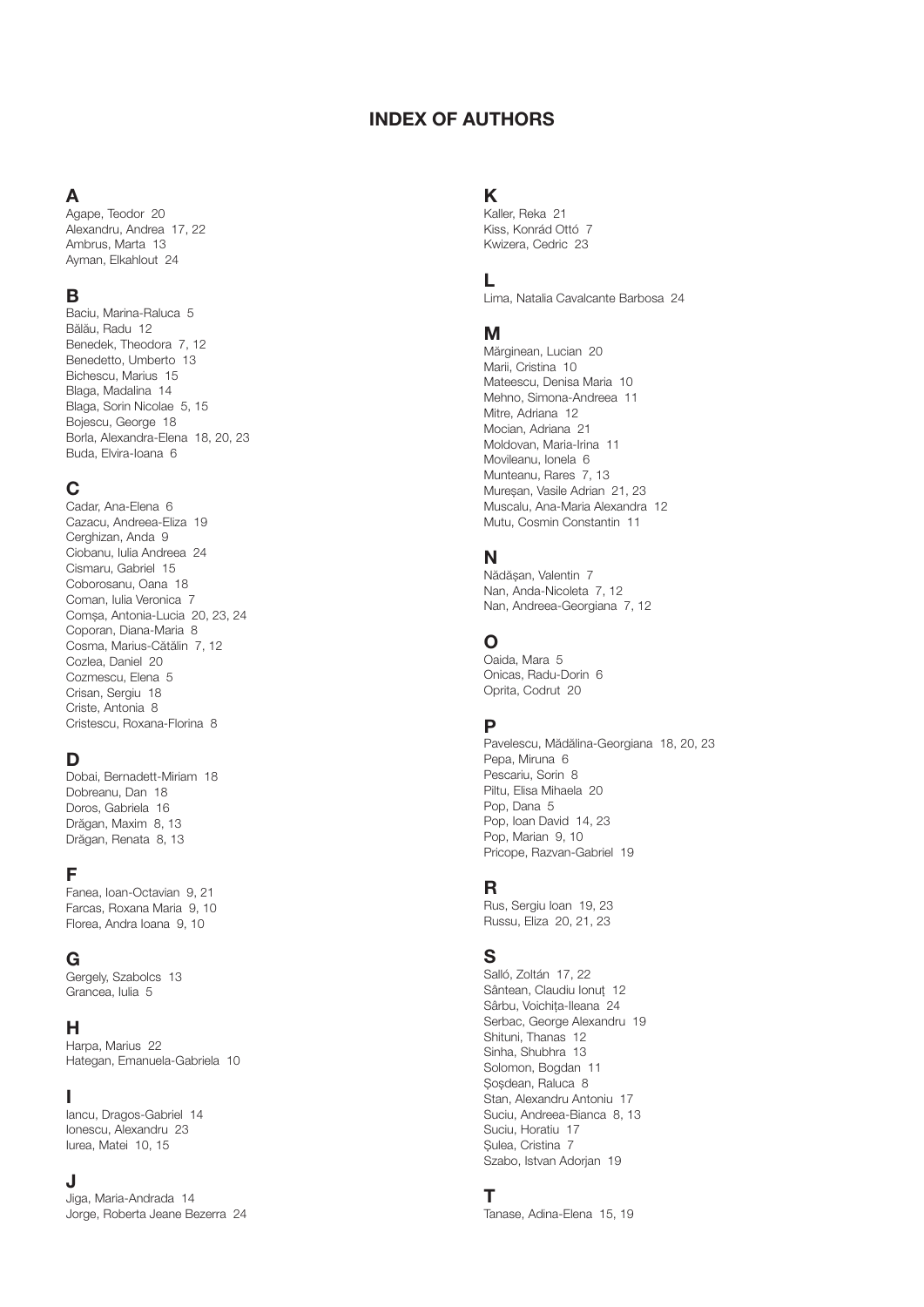# INDEX OF AUTHORS

## A

Agape, Teodor 20
Alexandru, Andrea 17, 22
Ambrus, Marta 13
Ayman, Elkahlout 24

## B

Baciu, Marina-Raluca 5
Bălău, Radu 12
Benedek, Theodora 7, 12
Benedetto, Umberto 13
Bichescu, Marius 15
Blaga, Madalina 14
Blaga, Sorin Nicolae 5, 15
Bojescu, George 18
Borla, Alexandra-Elena 18, 20, 23
Buda, Elvira-Ioana 6

## C

Cadar, Ana-Elena 6
Cazacu, Andreea-Eliza 19
Cerghizan, Anda 9
Ciobanu, Iulia Andreea 24
Cismaru, Gabriel 15
Coborosanu, Oana 18
Coman, Iulia Veronica 7
Comşa, Antonia-Lucia 20, 23, 24
Coporan, Diana-Maria 8
Cosma, Marius-Cătălin 7, 12
Cozlea, Daniel 20
Cozmescu, Elena 5
Crisan, Sergiu 18
Criste, Antonia 8
Cristescu, Roxana-Florina 8

## D

Dobai, Bernadett-Miriam 18
Dobreanu, Dan 18
Doros, Gabriela 16
Drăgan, Maxim 8, 13
Drăgan, Renata 8, 13

## F

Fanea, Ioan-Octavian 9, 21
Farcas, Roxana Maria 9, 10
Florea, Andra Ioana 9, 10

## G

Gergely, Szabolcs 13
Grancea, Iulia 5

## H

Harpa, Marius 22
Hategan, Emanuela-Gabriela 10

## I

Iancu, Dragos-Gabriel 14
Ionescu, Alexandru 23
Iurea, Matei 10, 15

## J

Jiga, Maria-Andrada 14
Jorge, Roberta Jeane Bezerra 24

## K

Kaller, Reka 21
Kiss, Konrád Ottó 7
Kwizera, Cedric 23

## L

Lima, Natalia Cavalcante Barbosa 24

## M

Mărginean, Lucian 20
Marii, Cristina 10
Mateescu, Denisa Maria 10
Mehno, Simona-Andreea 11
Mitre, Adriana 12
Mocian, Adriana 21
Moldovan, Maria-Irina 11
Movileanu, Ionela 6
Munteanu, Rares 7, 13
Mureşan, Vasile Adrian 21, 23
Muscalu, Ana-Maria Alexandra 12
Mutu, Cosmin Constantin 11

## N

Nădăşan, Valentin 7
Nan, Anda-Nicoleta 7, 12
Nan, Andreea-Georgiana 7, 12

## O

Oaida, Mara 5
Onicas, Radu-Dorin 6
Oprita, Codrut 20

## P

Pavelescu, Mădălina-Georgiana 18, 20, 23
Pepa, Miruna 6
Pescariu, Sorin 8
Piltu, Elisa Mihaela 20
Pop, Dana 5
Pop, Ioan David 14, 23
Pop, Marian 9, 10
Pricope, Razvan-Gabriel 19

## R

Rus, Sergiu Ioan 19, 23
Russu, Eliza 20, 21, 23

## S

Salló, Zoltán 17, 22
Sântean, Claudiu Ionuţ 12
Sârbu, Voichiţa-Ileana 24
Serbac, George Alexandru 19
Shituni, Thanas 12
Sinha, Shubhra 13
Solomon, Bogdan 11
Şoşdean, Raluca 8
Stan, Alexandru Antoniu 17
Suciu, Andreea-Bianca 8, 13
Suciu, Horatiu 17
Şulea, Cristina 7
Szabo, Istvan Adorjan 19

## T

Tanase, Adina-Elena 15, 19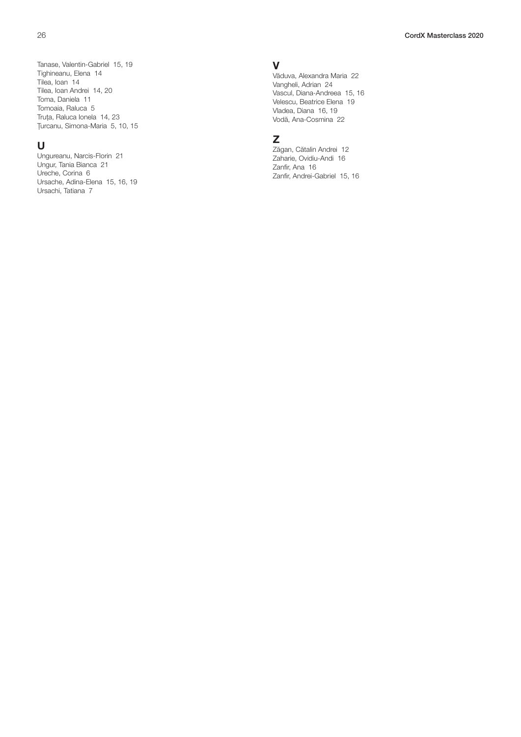Tanase, Valentin-Gabriel 15, 19
Tighineanu, Elena 14
Tilea, Ioan 14
Tilea, Ioan Andrei 14, 20
Toma, Daniela 11
Tomoaia, Raluca 5
Truța, Raluca Ionela 14, 23
Țurcanu, Simona-Maria 5, 10, 15

## U

Ungureanu, Narcis-Florin 21
Ungur, Tania Bianca 21
Ureche, Corina 6
Ursache, Adina-Elena 15, 16, 19
Ursachi, Tatiana 7

## V

Văduva, Alexandra Maria 22
Vangheli, Adrian 24
Vascul, Diana-Andreea 15, 16
Velescu, Beatrice Elena 19
Vladea, Diana 16, 19
Vodă, Ana-Cosmina 22

## Z

Zăgan, Cătalin Andrei 12
Zaharie, Ovidiu-Andi 16
Zanfir, Ana 16
Zanfir, Andrei-Gabriel 15, 16